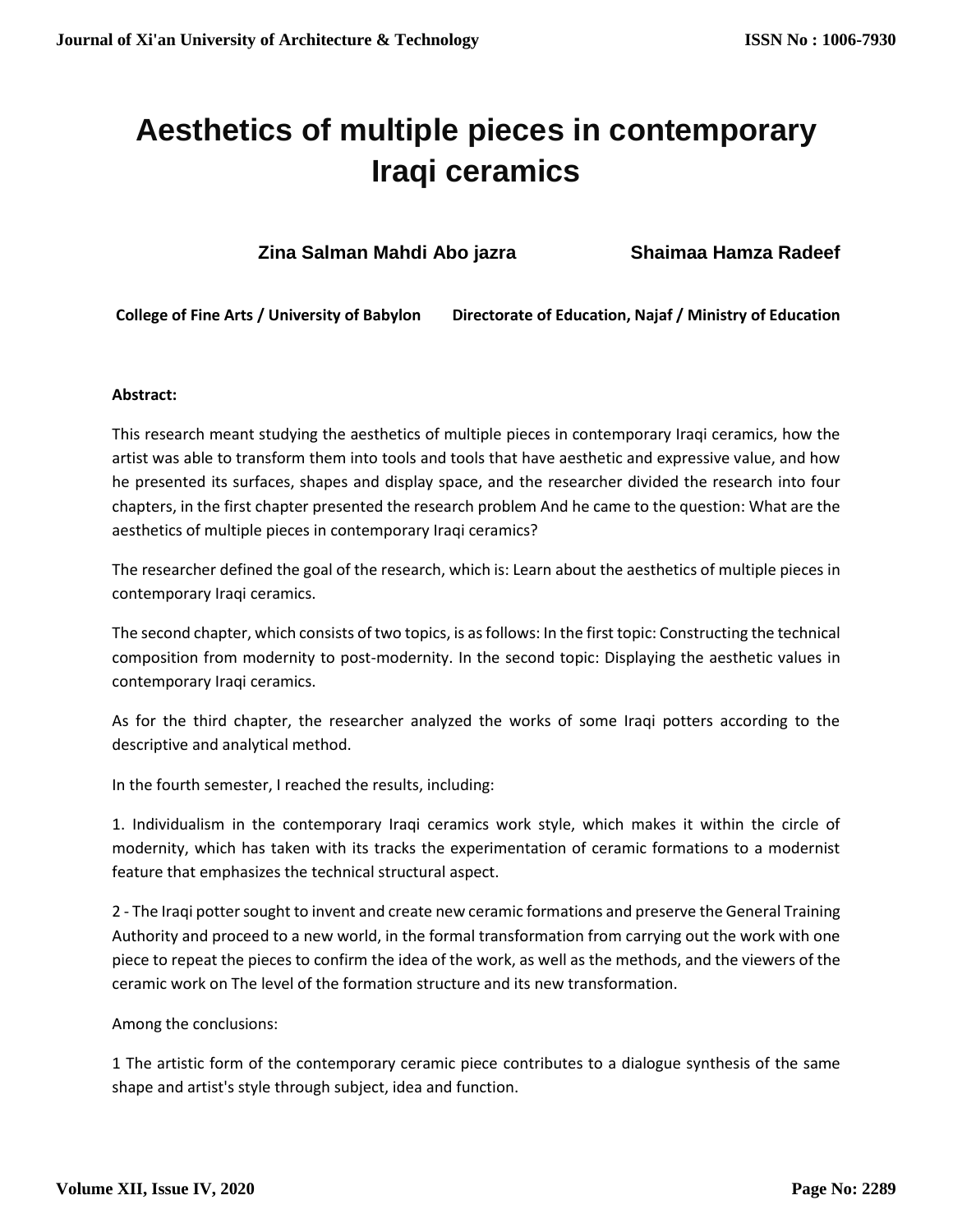# Aesthetics of multiple pieces in contemporary Iraqi ceramics

**Zina Salman Mahdi Abo jazra** &nbsp;&nbsp;&nbsp;&nbsp; **Shaimaa Hamza Radeef**

**College of Fine Arts / University of Babylon** &nbsp;&nbsp;&nbsp;&nbsp; **Directorate of Education, Najaf / Ministry of Education**

**Abstract:**

This research meant studying the aesthetics of multiple pieces in contemporary Iraqi ceramics, how the artist was able to transform them into tools and tools that have aesthetic and expressive value, and how he presented its surfaces, shapes and display space, and the researcher divided the research into four chapters, in the first chapter presented the research problem And he came to the question: What are the aesthetics of multiple pieces in contemporary Iraqi ceramics?

The researcher defined the goal of the research, which is: Learn about the aesthetics of multiple pieces in contemporary Iraqi ceramics.

The second chapter, which consists of two topics, is as follows: In the first topic: Constructing the technical composition from modernity to post-modernity. In the second topic: Displaying the aesthetic values in contemporary Iraqi ceramics.

As for the third chapter, the researcher analyzed the works of some Iraqi potters according to the descriptive and analytical method.

In the fourth semester, I reached the results, including:

1. Individualism in the contemporary Iraqi ceramics work style, which makes it within the circle of modernity, which has taken with its tracks the experimentation of ceramic formations to a modernist feature that emphasizes the technical structural aspect.

2 - The Iraqi potter sought to invent and create new ceramic formations and preserve the General Training Authority and proceed to a new world, in the formal transformation from carrying out the work with one piece to repeat the pieces to confirm the idea of the work, as well as the methods, and the viewers of the ceramic work on The level of the formation structure and its new transformation.

Among the conclusions:

1 The artistic form of the contemporary ceramic piece contributes to a dialogue synthesis of the same shape and artist's style through subject, idea and function.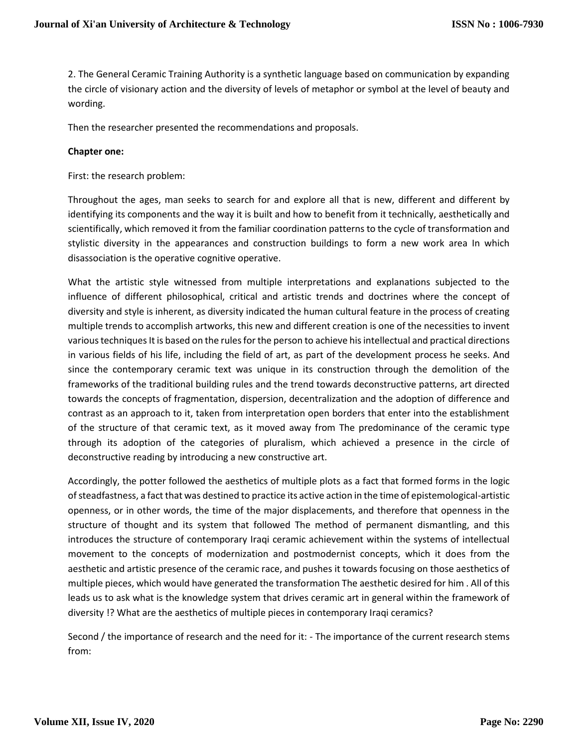2. The General Ceramic Training Authority is a synthetic language based on communication by expanding the circle of visionary action and the diversity of levels of metaphor or symbol at the level of beauty and wording.

Then the researcher presented the recommendations and proposals.

**Chapter one:**

First: the research problem:

Throughout the ages, man seeks to search for and explore all that is new, different and different by identifying its components and the way it is built and how to benefit from it technically, aesthetically and scientifically, which removed it from the familiar coordination patterns to the cycle of transformation and stylistic diversity in the appearances and construction buildings to form a new work area In which disassociation is the operative cognitive operative.

What the artistic style witnessed from multiple interpretations and explanations subjected to the influence of different philosophical, critical and artistic trends and doctrines where the concept of diversity and style is inherent, as diversity indicated the human cultural feature in the process of creating multiple trends to accomplish artworks, this new and different creation is one of the necessities to invent various techniques It is based on the rules for the person to achieve his intellectual and practical directions in various fields of his life, including the field of art, as part of the development process he seeks. And since the contemporary ceramic text was unique in its construction through the demolition of the frameworks of the traditional building rules and the trend towards deconstructive patterns, art directed towards the concepts of fragmentation, dispersion, decentralization and the adoption of difference and contrast as an approach to it, taken from interpretation open borders that enter into the establishment of the structure of that ceramic text, as it moved away from The predominance of the ceramic type through its adoption of the categories of pluralism, which achieved a presence in the circle of deconstructive reading by introducing a new constructive art.

Accordingly, the potter followed the aesthetics of multiple plots as a fact that formed forms in the logic of steadfastness, a fact that was destined to practice its active action in the time of epistemological-artistic openness, or in other words, the time of the major displacements, and therefore that openness in the structure of thought and its system that followed The method of permanent dismantling, and this introduces the structure of contemporary Iraqi ceramic achievement within the systems of intellectual movement to the concepts of modernization and postmodernist concepts, which it does from the aesthetic and artistic presence of the ceramic race, and pushes it towards focusing on those aesthetics of multiple pieces, which would have generated the transformation The aesthetic desired for him . All of this leads us to ask what is the knowledge system that drives ceramic art in general within the framework of diversity !? What are the aesthetics of multiple pieces in contemporary Iraqi ceramics?

Second / the importance of research and the need for it: - The importance of the current research stems from: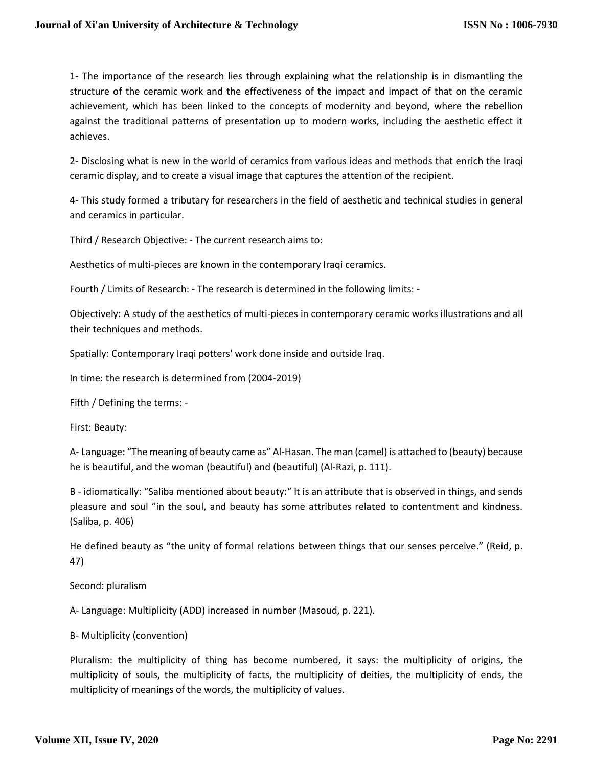1- The importance of the research lies through explaining what the relationship is in dismantling the structure of the ceramic work and the effectiveness of the impact and impact of that on the ceramic achievement, which has been linked to the concepts of modernity and beyond, where the rebellion against the traditional patterns of presentation up to modern works, including the aesthetic effect it achieves.

2- Disclosing what is new in the world of ceramics from various ideas and methods that enrich the Iraqi ceramic display, and to create a visual image that captures the attention of the recipient.

4- This study formed a tributary for researchers in the field of aesthetic and technical studies in general and ceramics in particular.

Third / Research Objective: - The current research aims to:

Aesthetics of multi-pieces are known in the contemporary Iraqi ceramics.

Fourth / Limits of Research: - The research is determined in the following limits: -

Objectively: A study of the aesthetics of multi-pieces in contemporary ceramic works illustrations and all their techniques and methods.

Spatially: Contemporary Iraqi potters' work done inside and outside Iraq.

In time: the research is determined from (2004-2019)

Fifth / Defining the terms: -

First: Beauty:

A- Language: "The meaning of beauty came as" Al-Hasan. The man (camel) is attached to (beauty) because he is beautiful, and the woman (beautiful) and (beautiful) (Al-Razi, p. 111).

B - idiomatically: "Saliba mentioned about beauty:" It is an attribute that is observed in things, and sends pleasure and soul "in the soul, and beauty has some attributes related to contentment and kindness. (Saliba, p. 406)

He defined beauty as "the unity of formal relations between things that our senses perceive." (Reid, p. 47)

Second: pluralism

A- Language: Multiplicity (ADD) increased in number (Masoud, p. 221).

B- Multiplicity (convention)

Pluralism: the multiplicity of thing has become numbered, it says: the multiplicity of origins, the multiplicity of souls, the multiplicity of facts, the multiplicity of deities, the multiplicity of ends, the multiplicity of meanings of the words, the multiplicity of values.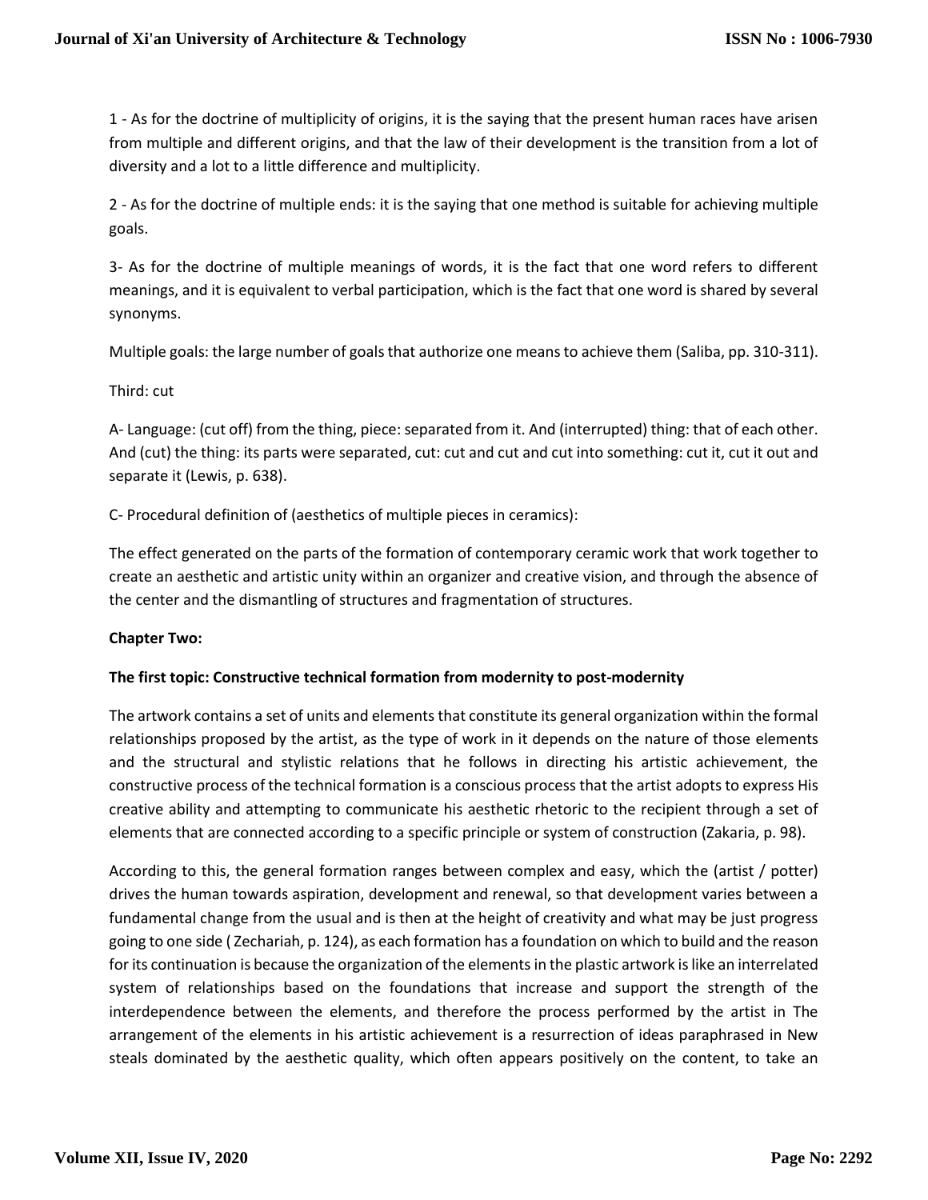1 - As for the doctrine of multiplicity of origins, it is the saying that the present human races have arisen from multiple and different origins, and that the law of their development is the transition from a lot of diversity and a lot to a little difference and multiplicity.

2 - As for the doctrine of multiple ends: it is the saying that one method is suitable for achieving multiple goals.

3- As for the doctrine of multiple meanings of words, it is the fact that one word refers to different meanings, and it is equivalent to verbal participation, which is the fact that one word is shared by several synonyms.

Multiple goals: the large number of goals that authorize one means to achieve them (Saliba, pp. 310-311).

Third: cut

A- Language: (cut off) from the thing, piece: separated from it. And (interrupted) thing: that of each other. And (cut) the thing: its parts were separated, cut: cut and cut and cut into something: cut it, cut it out and separate it (Lewis, p. 638).

C- Procedural definition of (aesthetics of multiple pieces in ceramics):

The effect generated on the parts of the formation of contemporary ceramic work that work together to create an aesthetic and artistic unity within an organizer and creative vision, and through the absence of the center and the dismantling of structures and fragmentation of structures.

**Chapter Two:**

**The first topic: Constructive technical formation from modernity to post-modernity**

The artwork contains a set of units and elements that constitute its general organization within the formal relationships proposed by the artist, as the type of work in it depends on the nature of those elements and the structural and stylistic relations that he follows in directing his artistic achievement, the constructive process of the technical formation is a conscious process that the artist adopts to express His creative ability and attempting to communicate his aesthetic rhetoric to the recipient through a set of elements that are connected according to a specific principle or system of construction (Zakaria, p. 98).

According to this, the general formation ranges between complex and easy, which the (artist / potter) drives the human towards aspiration, development and renewal, so that development varies between a fundamental change from the usual and is then at the height of creativity and what may be just progress going to one side ( Zechariah, p. 124), as each formation has a foundation on which to build and the reason for its continuation is because the organization of the elements in the plastic artwork is like an interrelated system of relationships based on the foundations that increase and support the strength of the interdependence between the elements, and therefore the process performed by the artist in The arrangement of the elements in his artistic achievement is a resurrection of ideas paraphrased in New steals dominated by the aesthetic quality, which often appears positively on the content, to take an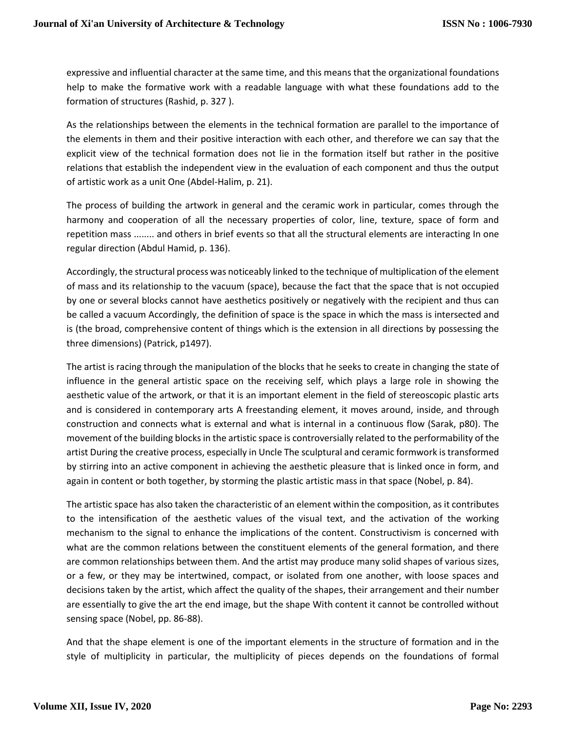expressive and influential character at the same time, and this means that the organizational foundations help to make the formative work with a readable language with what these foundations add to the formation of structures (Rashid, p. 327 ).

As the relationships between the elements in the technical formation are parallel to the importance of the elements in them and their positive interaction with each other, and therefore we can say that the explicit view of the technical formation does not lie in the formation itself but rather in the positive relations that establish the independent view in the evaluation of each component and thus the output of artistic work as a unit One (Abdel-Halim, p. 21).

The process of building the artwork in general and the ceramic work in particular, comes through the harmony and cooperation of all the necessary properties of color, line, texture, space of form and repetition mass ........ and others in brief events so that all the structural elements are interacting In one regular direction (Abdul Hamid, p. 136).

Accordingly, the structural process was noticeably linked to the technique of multiplication of the element of mass and its relationship to the vacuum (space), because the fact that the space that is not occupied by one or several blocks cannot have aesthetics positively or negatively with the recipient and thus can be called a vacuum Accordingly, the definition of space is the space in which the mass is intersected and is (the broad, comprehensive content of things which is the extension in all directions by possessing the three dimensions) (Patrick, p1497).

The artist is racing through the manipulation of the blocks that he seeks to create in changing the state of influence in the general artistic space on the receiving self, which plays a large role in showing the aesthetic value of the artwork, or that it is an important element in the field of stereoscopic plastic arts and is considered in contemporary arts A freestanding element, it moves around, inside, and through construction and connects what is external and what is internal in a continuous flow (Sarak, p80). The movement of the building blocks in the artistic space is controversially related to the performability of the artist During the creative process, especially in Uncle The sculptural and ceramic formwork is transformed by stirring into an active component in achieving the aesthetic pleasure that is linked once in form, and again in content or both together, by storming the plastic artistic mass in that space (Nobel, p. 84).

The artistic space has also taken the characteristic of an element within the composition, as it contributes to the intensification of the aesthetic values of the visual text, and the activation of the working mechanism to the signal to enhance the implications of the content. Constructivism is concerned with what are the common relations between the constituent elements of the general formation, and there are common relationships between them. And the artist may produce many solid shapes of various sizes, or a few, or they may be intertwined, compact, or isolated from one another, with loose spaces and decisions taken by the artist, which affect the quality of the shapes, their arrangement and their number are essentially to give the art the end image, but the shape With content it cannot be controlled without sensing space (Nobel, pp. 86-88).

And that the shape element is one of the important elements in the structure of formation and in the style of multiplicity in particular, the multiplicity of pieces depends on the foundations of formal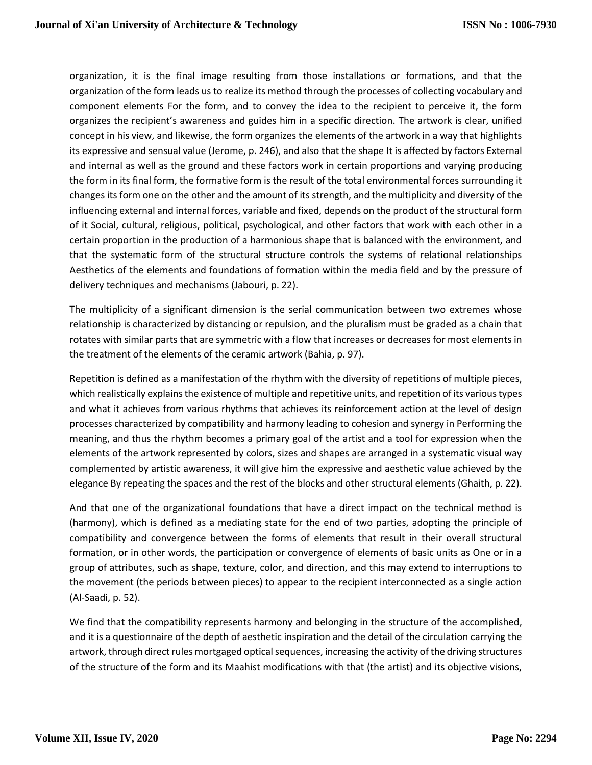organization, it is the final image resulting from those installations or formations, and that the organization of the form leads us to realize its method through the processes of collecting vocabulary and component elements For the form, and to convey the idea to the recipient to perceive it, the form organizes the recipient's awareness and guides him in a specific direction. The artwork is clear, unified concept in his view, and likewise, the form organizes the elements of the artwork in a way that highlights its expressive and sensual value (Jerome, p. 246), and also that the shape It is affected by factors External and internal as well as the ground and these factors work in certain proportions and varying producing the form in its final form, the formative form is the result of the total environmental forces surrounding it changes its form one on the other and the amount of its strength, and the multiplicity and diversity of the influencing external and internal forces, variable and fixed, depends on the product of the structural form of it Social, cultural, religious, political, psychological, and other factors that work with each other in a certain proportion in the production of a harmonious shape that is balanced with the environment, and that the systematic form of the structural structure controls the systems of relational relationships Aesthetics of the elements and foundations of formation within the media field and by the pressure of delivery techniques and mechanisms (Jabouri, p. 22).

The multiplicity of a significant dimension is the serial communication between two extremes whose relationship is characterized by distancing or repulsion, and the pluralism must be graded as a chain that rotates with similar parts that are symmetric with a flow that increases or decreases for most elements in the treatment of the elements of the ceramic artwork (Bahia, p. 97).

Repetition is defined as a manifestation of the rhythm with the diversity of repetitions of multiple pieces, which realistically explains the existence of multiple and repetitive units, and repetition of its various types and what it achieves from various rhythms that achieves its reinforcement action at the level of design processes characterized by compatibility and harmony leading to cohesion and synergy in Performing the meaning, and thus the rhythm becomes a primary goal of the artist and a tool for expression when the elements of the artwork represented by colors, sizes and shapes are arranged in a systematic visual way complemented by artistic awareness, it will give him the expressive and aesthetic value achieved by the elegance By repeating the spaces and the rest of the blocks and other structural elements (Ghaith, p. 22).

And that one of the organizational foundations that have a direct impact on the technical method is (harmony), which is defined as a mediating state for the end of two parties, adopting the principle of compatibility and convergence between the forms of elements that result in their overall structural formation, or in other words, the participation or convergence of elements of basic units as One or in a group of attributes, such as shape, texture, color, and direction, and this may extend to interruptions to the movement (the periods between pieces) to appear to the recipient interconnected as a single action (Al-Saadi, p. 52).

We find that the compatibility represents harmony and belonging in the structure of the accomplished, and it is a questionnaire of the depth of aesthetic inspiration and the detail of the circulation carrying the artwork, through direct rules mortgaged optical sequences, increasing the activity of the driving structures of the structure of the form and its Maahist modifications with that (the artist) and its objective visions,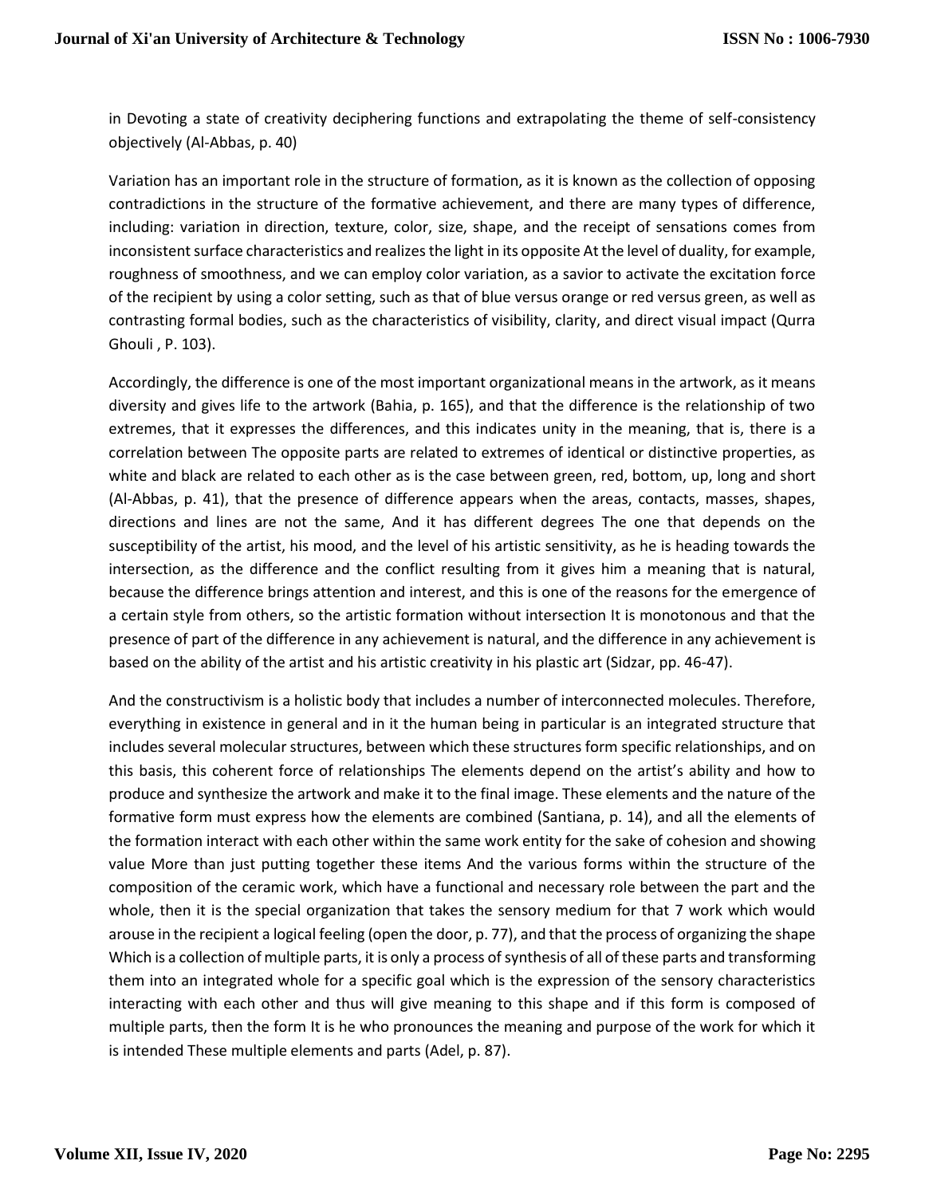in Devoting a state of creativity deciphering functions and extrapolating the theme of self-consistency objectively (Al-Abbas, p. 40)

Variation has an important role in the structure of formation, as it is known as the collection of opposing contradictions in the structure of the formative achievement, and there are many types of difference, including: variation in direction, texture, color, size, shape, and the receipt of sensations comes from inconsistent surface characteristics and realizes the light in its opposite At the level of duality, for example, roughness of smoothness, and we can employ color variation, as a savior to activate the excitation force of the recipient by using a color setting, such as that of blue versus orange or red versus green, as well as contrasting formal bodies, such as the characteristics of visibility, clarity, and direct visual impact (Qurra Ghouli , P. 103).

Accordingly, the difference is one of the most important organizational means in the artwork, as it means diversity and gives life to the artwork (Bahia, p. 165), and that the difference is the relationship of two extremes, that it expresses the differences, and this indicates unity in the meaning, that is, there is a correlation between The opposite parts are related to extremes of identical or distinctive properties, as white and black are related to each other as is the case between green, red, bottom, up, long and short (Al-Abbas, p. 41), that the presence of difference appears when the areas, contacts, masses, shapes, directions and lines are not the same, And it has different degrees The one that depends on the susceptibility of the artist, his mood, and the level of his artistic sensitivity, as he is heading towards the intersection, as the difference and the conflict resulting from it gives him a meaning that is natural, because the difference brings attention and interest, and this is one of the reasons for the emergence of a certain style from others, so the artistic formation without intersection It is monotonous and that the presence of part of the difference in any achievement is natural, and the difference in any achievement is based on the ability of the artist and his artistic creativity in his plastic art (Sidzar, pp. 46-47).

And the constructivism is a holistic body that includes a number of interconnected molecules. Therefore, everything in existence in general and in it the human being in particular is an integrated structure that includes several molecular structures, between which these structures form specific relationships, and on this basis, this coherent force of relationships The elements depend on the artist's ability and how to produce and synthesize the artwork and make it to the final image. These elements and the nature of the formative form must express how the elements are combined (Santiana, p. 14), and all the elements of the formation interact with each other within the same work entity for the sake of cohesion and showing value More than just putting together these items And the various forms within the structure of the composition of the ceramic work, which have a functional and necessary role between the part and the whole, then it is the special organization that takes the sensory medium for that 7 work which would arouse in the recipient a logical feeling (open the door, p. 77), and that the process of organizing the shape Which is a collection of multiple parts, it is only a process of synthesis of all of these parts and transforming them into an integrated whole for a specific goal which is the expression of the sensory characteristics interacting with each other and thus will give meaning to this shape and if this form is composed of multiple parts, then the form It is he who pronounces the meaning and purpose of the work for which it is intended These multiple elements and parts (Adel, p. 87).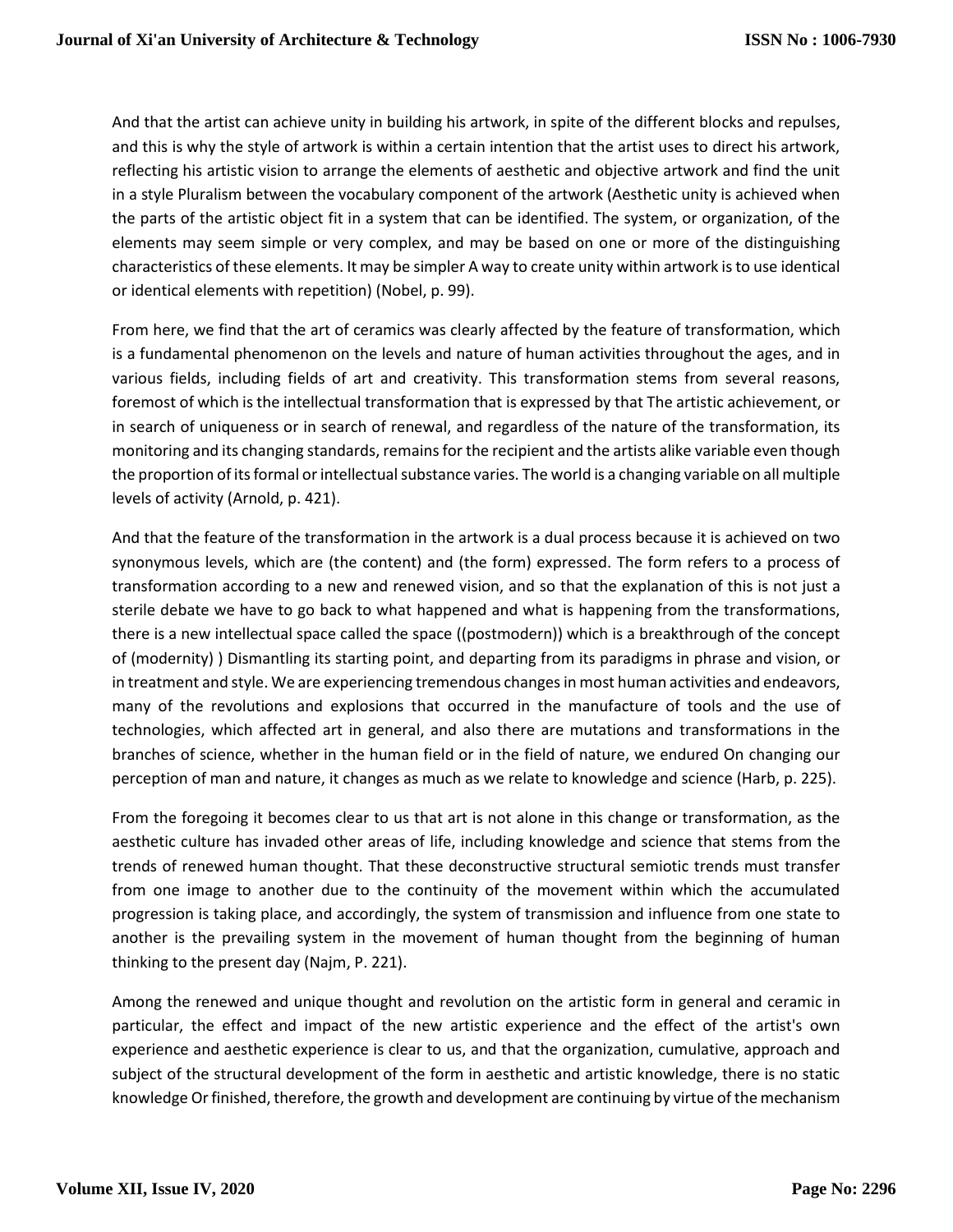And that the artist can achieve unity in building his artwork, in spite of the different blocks and repulses, and this is why the style of artwork is within a certain intention that the artist uses to direct his artwork, reflecting his artistic vision to arrange the elements of aesthetic and objective artwork and find the unit in a style Pluralism between the vocabulary component of the artwork (Aesthetic unity is achieved when the parts of the artistic object fit in a system that can be identified. The system, or organization, of the elements may seem simple or very complex, and may be based on one or more of the distinguishing characteristics of these elements. It may be simpler A way to create unity within artwork is to use identical or identical elements with repetition) (Nobel, p. 99).

From here, we find that the art of ceramics was clearly affected by the feature of transformation, which is a fundamental phenomenon on the levels and nature of human activities throughout the ages, and in various fields, including fields of art and creativity. This transformation stems from several reasons, foremost of which is the intellectual transformation that is expressed by that The artistic achievement, or in search of uniqueness or in search of renewal, and regardless of the nature of the transformation, its monitoring and its changing standards, remains for the recipient and the artists alike variable even though the proportion of its formal or intellectual substance varies. The world is a changing variable on all multiple levels of activity (Arnold, p. 421).

And that the feature of the transformation in the artwork is a dual process because it is achieved on two synonymous levels, which are (the content) and (the form) expressed. The form refers to a process of transformation according to a new and renewed vision, and so that the explanation of this is not just a sterile debate we have to go back to what happened and what is happening from the transformations, there is a new intellectual space called the space ((postmodern)) which is a breakthrough of the concept of (modernity) ) Dismantling its starting point, and departing from its paradigms in phrase and vision, or in treatment and style. We are experiencing tremendous changes in most human activities and endeavors, many of the revolutions and explosions that occurred in the manufacture of tools and the use of technologies, which affected art in general, and also there are mutations and transformations in the branches of science, whether in the human field or in the field of nature, we endured On changing our perception of man and nature, it changes as much as we relate to knowledge and science (Harb, p. 225).

From the foregoing it becomes clear to us that art is not alone in this change or transformation, as the aesthetic culture has invaded other areas of life, including knowledge and science that stems from the trends of renewed human thought. That these deconstructive structural semiotic trends must transfer from one image to another due to the continuity of the movement within which the accumulated progression is taking place, and accordingly, the system of transmission and influence from one state to another is the prevailing system in the movement of human thought from the beginning of human thinking to the present day (Najm, P. 221).

Among the renewed and unique thought and revolution on the artistic form in general and ceramic in particular, the effect and impact of the new artistic experience and the effect of the artist's own experience and aesthetic experience is clear to us, and that the organization, cumulative, approach and subject of the structural development of the form in aesthetic and artistic knowledge, there is no static knowledge Or finished, therefore, the growth and development are continuing by virtue of the mechanism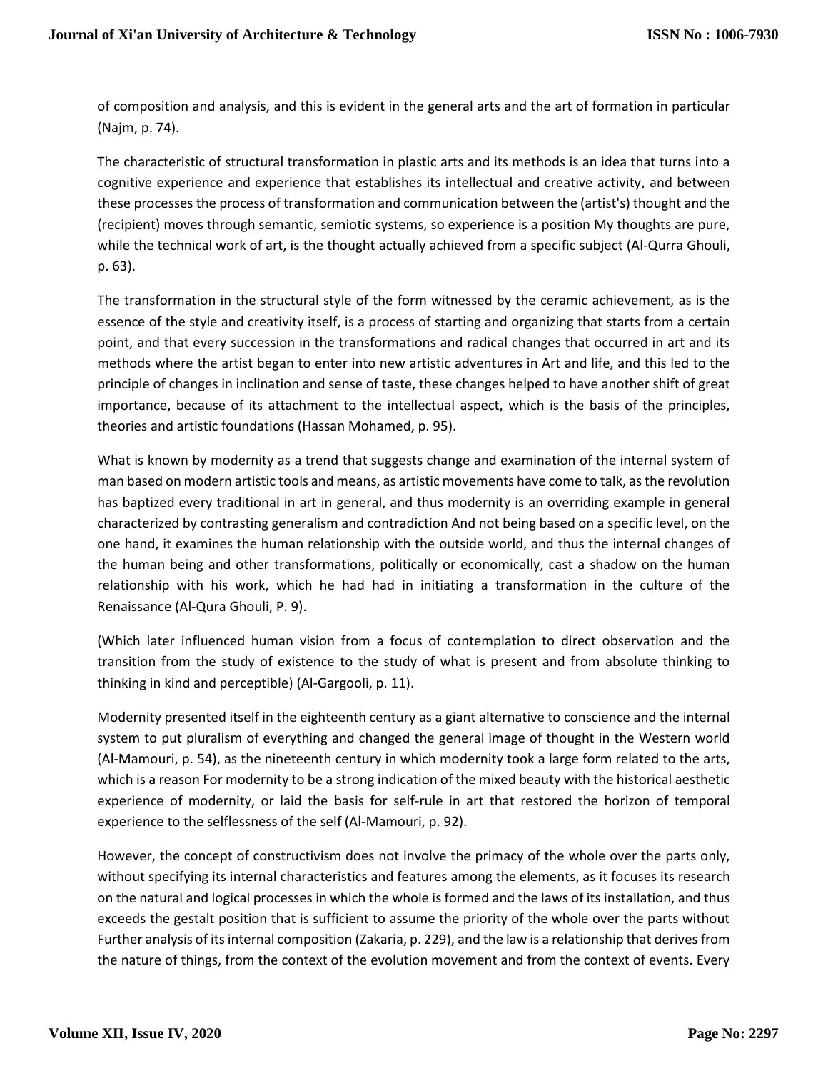of composition and analysis, and this is evident in the general arts and the art of formation in particular (Najm, p. 74).

The characteristic of structural transformation in plastic arts and its methods is an idea that turns into a cognitive experience and experience that establishes its intellectual and creative activity, and between these processes the process of transformation and communication between the (artist's) thought and the (recipient) moves through semantic, semiotic systems, so experience is a position My thoughts are pure, while the technical work of art, is the thought actually achieved from a specific subject (Al-Qurra Ghouli, p. 63).

The transformation in the structural style of the form witnessed by the ceramic achievement, as is the essence of the style and creativity itself, is a process of starting and organizing that starts from a certain point, and that every succession in the transformations and radical changes that occurred in art and its methods where the artist began to enter into new artistic adventures in Art and life, and this led to the principle of changes in inclination and sense of taste, these changes helped to have another shift of great importance, because of its attachment to the intellectual aspect, which is the basis of the principles, theories and artistic foundations (Hassan Mohamed, p. 95).

What is known by modernity as a trend that suggests change and examination of the internal system of man based on modern artistic tools and means, as artistic movements have come to talk, as the revolution has baptized every traditional in art in general, and thus modernity is an overriding example in general characterized by contrasting generalism and contradiction And not being based on a specific level, on the one hand, it examines the human relationship with the outside world, and thus the internal changes of the human being and other transformations, politically or economically, cast a shadow on the human relationship with his work, which he had had in initiating a transformation in the culture of the Renaissance (Al-Qura Ghouli, P. 9).

(Which later influenced human vision from a focus of contemplation to direct observation and the transition from the study of existence to the study of what is present and from absolute thinking to thinking in kind and perceptible) (Al-Gargooli, p. 11).

Modernity presented itself in the eighteenth century as a giant alternative to conscience and the internal system to put pluralism of everything and changed the general image of thought in the Western world (Al-Mamouri, p. 54), as the nineteenth century in which modernity took a large form related to the arts, which is a reason For modernity to be a strong indication of the mixed beauty with the historical aesthetic experience of modernity, or laid the basis for self-rule in art that restored the horizon of temporal experience to the selflessness of the self (Al-Mamouri, p. 92).

However, the concept of constructivism does not involve the primacy of the whole over the parts only, without specifying its internal characteristics and features among the elements, as it focuses its research on the natural and logical processes in which the whole is formed and the laws of its installation, and thus exceeds the gestalt position that is sufficient to assume the priority of the whole over the parts without Further analysis of its internal composition (Zakaria, p. 229), and the law is a relationship that derives from the nature of things, from the context of the evolution movement and from the context of events. Every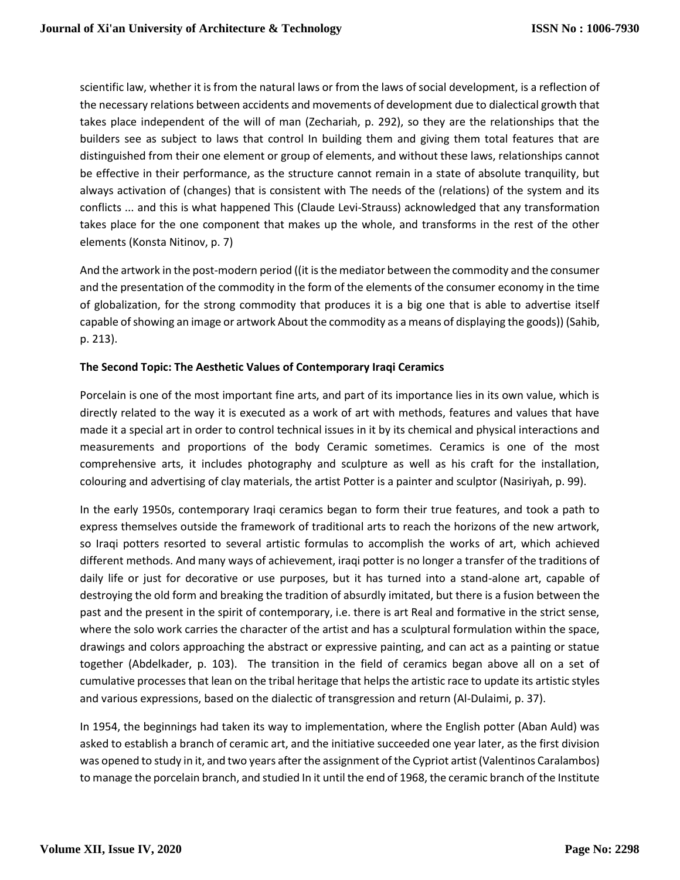scientific law, whether it is from the natural laws or from the laws of social development, is a reflection of the necessary relations between accidents and movements of development due to dialectical growth that takes place independent of the will of man (Zechariah, p. 292), so they are the relationships that the builders see as subject to laws that control In building them and giving them total features that are distinguished from their one element or group of elements, and without these laws, relationships cannot be effective in their performance, as the structure cannot remain in a state of absolute tranquility, but always activation of (changes) that is consistent with The needs of the (relations) of the system and its conflicts ... and this is what happened This (Claude Levi-Strauss) acknowledged that any transformation takes place for the one component that makes up the whole, and transforms in the rest of the other elements (Konsta Nitinov, p. 7)

And the artwork in the post-modern period ((it is the mediator between the commodity and the consumer and the presentation of the commodity in the form of the elements of the consumer economy in the time of globalization, for the strong commodity that produces it is a big one that is able to advertise itself capable of showing an image or artwork About the commodity as a means of displaying the goods)) (Sahib, p. 213).

**The Second Topic: The Aesthetic Values of Contemporary Iraqi Ceramics**

Porcelain is one of the most important fine arts, and part of its importance lies in its own value, which is directly related to the way it is executed as a work of art with methods, features and values that have made it a special art in order to control technical issues in it by its chemical and physical interactions and measurements and proportions of the body Ceramic sometimes. Ceramics is one of the most comprehensive arts, it includes photography and sculpture as well as his craft for the installation, colouring and advertising of clay materials, the artist Potter is a painter and sculptor (Nasiriyah, p. 99).

In the early 1950s, contemporary Iraqi ceramics began to form their true features, and took a path to express themselves outside the framework of traditional arts to reach the horizons of the new artwork, so Iraqi potters resorted to several artistic formulas to accomplish the works of art, which achieved different methods. And many ways of achievement, iraqi potter is no longer a transfer of the traditions of daily life or just for decorative or use purposes, but it has turned into a stand-alone art, capable of destroying the old form and breaking the tradition of absurdly imitated, but there is a fusion between the past and the present in the spirit of contemporary, i.e. there is art Real and formative in the strict sense, where the solo work carries the character of the artist and has a sculptural formulation within the space, drawings and colors approaching the abstract or expressive painting, and can act as a painting or statue together (Abdelkader, p. 103). The transition in the field of ceramics began above all on a set of cumulative processes that lean on the tribal heritage that helps the artistic race to update its artistic styles and various expressions, based on the dialectic of transgression and return (Al-Dulaimi, p. 37).

In 1954, the beginnings had taken its way to implementation, where the English potter (Aban Auld) was asked to establish a branch of ceramic art, and the initiative succeeded one year later, as the first division was opened to study in it, and two years after the assignment of the Cypriot artist (Valentinos Caralambos) to manage the porcelain branch, and studied In it until the end of 1968, the ceramic branch of the Institute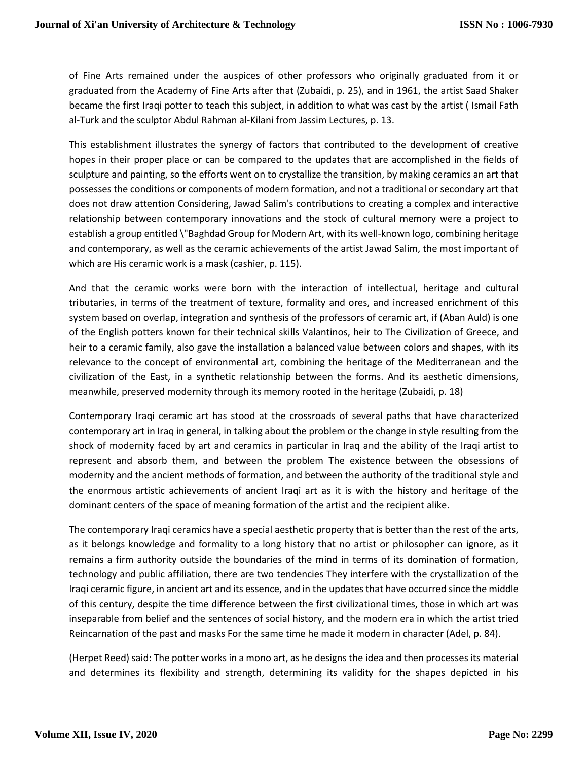of Fine Arts remained under the auspices of other professors who originally graduated from it or graduated from the Academy of Fine Arts after that (Zubaidi, p. 25), and in 1961, the artist Saad Shaker became the first Iraqi potter to teach this subject, in addition to what was cast by the artist ( Ismail Fath al-Turk and the sculptor Abdul Rahman al-Kilani from Jassim Lectures, p. 13.

This establishment illustrates the synergy of factors that contributed to the development of creative hopes in their proper place or can be compared to the updates that are accomplished in the fields of sculpture and painting, so the efforts went on to crystallize the transition, by making ceramics an art that possesses the conditions or components of modern formation, and not a traditional or secondary art that does not draw attention Considering, Jawad Salim's contributions to creating a complex and interactive relationship between contemporary innovations and the stock of cultural memory were a project to establish a group entitled \"Baghdad Group for Modern Art, with its well-known logo, combining heritage and contemporary, as well as the ceramic achievements of the artist Jawad Salim, the most important of which are His ceramic work is a mask (cashier, p. 115).

And that the ceramic works were born with the interaction of intellectual, heritage and cultural tributaries, in terms of the treatment of texture, formality and ores, and increased enrichment of this system based on overlap, integration and synthesis of the professors of ceramic art, if (Aban Auld) is one of the English potters known for their technical skills Valantinos, heir to The Civilization of Greece, and heir to a ceramic family, also gave the installation a balanced value between colors and shapes, with its relevance to the concept of environmental art, combining the heritage of the Mediterranean and the civilization of the East, in a synthetic relationship between the forms. And its aesthetic dimensions, meanwhile, preserved modernity through its memory rooted in the heritage (Zubaidi, p. 18)

Contemporary Iraqi ceramic art has stood at the crossroads of several paths that have characterized contemporary art in Iraq in general, in talking about the problem or the change in style resulting from the shock of modernity faced by art and ceramics in particular in Iraq and the ability of the Iraqi artist to represent and absorb them, and between the problem The existence between the obsessions of modernity and the ancient methods of formation, and between the authority of the traditional style and the enormous artistic achievements of ancient Iraqi art as it is with the history and heritage of the dominant centers of the space of meaning formation of the artist and the recipient alike.

The contemporary Iraqi ceramics have a special aesthetic property that is better than the rest of the arts, as it belongs knowledge and formality to a long history that no artist or philosopher can ignore, as it remains a firm authority outside the boundaries of the mind in terms of its domination of formation, technology and public affiliation, there are two tendencies They interfere with the crystallization of the Iraqi ceramic figure, in ancient art and its essence, and in the updates that have occurred since the middle of this century, despite the time difference between the first civilizational times, those in which art was inseparable from belief and the sentences of social history, and the modern era in which the artist tried Reincarnation of the past and masks For the same time he made it modern in character (Adel, p. 84).

(Herpet Reed) said: The potter works in a mono art, as he designs the idea and then processes its material and determines its flexibility and strength, determining its validity for the shapes depicted in his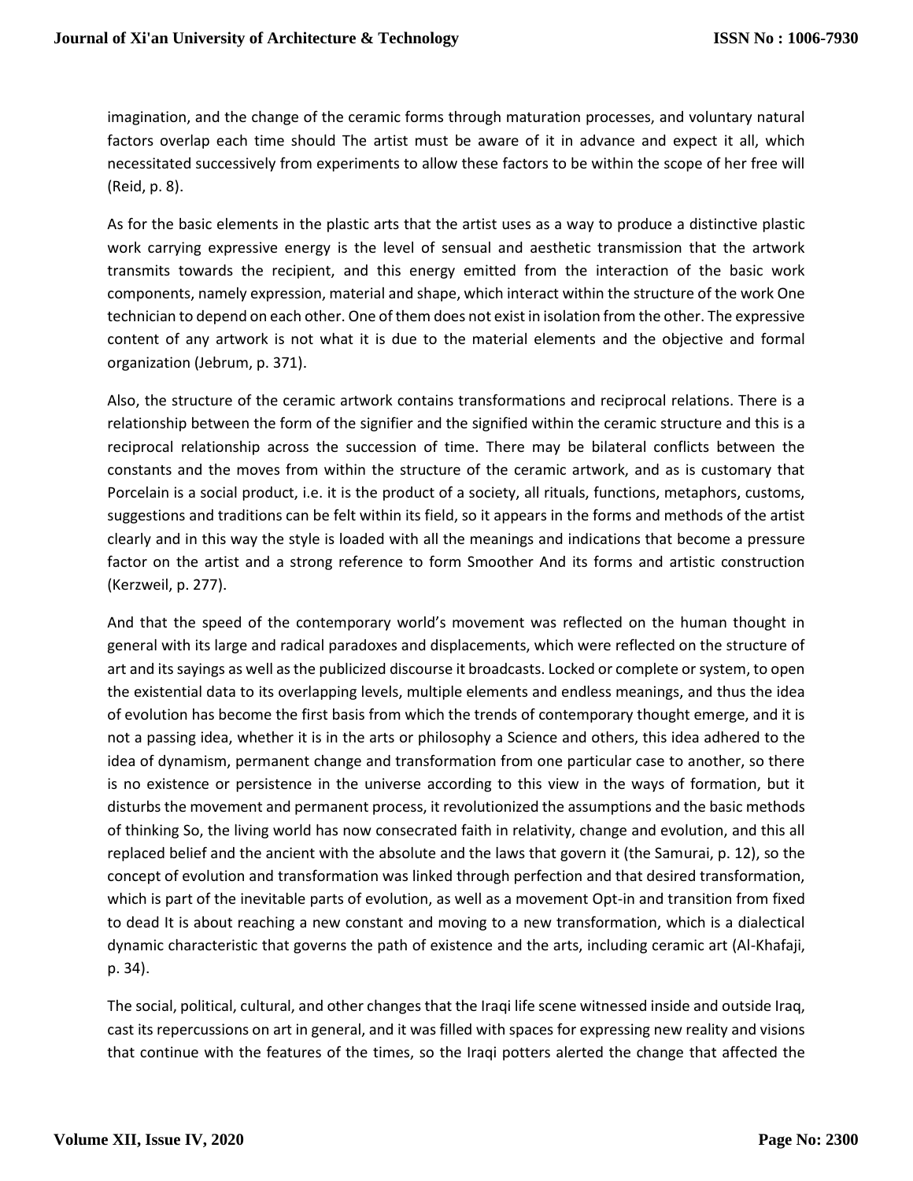imagination, and the change of the ceramic forms through maturation processes, and voluntary natural factors overlap each time should The artist must be aware of it in advance and expect it all, which necessitated successively from experiments to allow these factors to be within the scope of her free will (Reid, p. 8).

As for the basic elements in the plastic arts that the artist uses as a way to produce a distinctive plastic work carrying expressive energy is the level of sensual and aesthetic transmission that the artwork transmits towards the recipient, and this energy emitted from the interaction of the basic work components, namely expression, material and shape, which interact within the structure of the work One technician to depend on each other. One of them does not exist in isolation from the other. The expressive content of any artwork is not what it is due to the material elements and the objective and formal organization (Jebrum, p. 371).

Also, the structure of the ceramic artwork contains transformations and reciprocal relations. There is a relationship between the form of the signifier and the signified within the ceramic structure and this is a reciprocal relationship across the succession of time. There may be bilateral conflicts between the constants and the moves from within the structure of the ceramic artwork, and as is customary that Porcelain is a social product, i.e. it is the product of a society, all rituals, functions, metaphors, customs, suggestions and traditions can be felt within its field, so it appears in the forms and methods of the artist clearly and in this way the style is loaded with all the meanings and indications that become a pressure factor on the artist and a strong reference to form Smoother And its forms and artistic construction (Kerzweil, p. 277).

And that the speed of the contemporary world's movement was reflected on the human thought in general with its large and radical paradoxes and displacements, which were reflected on the structure of art and its sayings as well as the publicized discourse it broadcasts. Locked or complete or system, to open the existential data to its overlapping levels, multiple elements and endless meanings, and thus the idea of evolution has become the first basis from which the trends of contemporary thought emerge, and it is not a passing idea, whether it is in the arts or philosophy a Science and others, this idea adhered to the idea of dynamism, permanent change and transformation from one particular case to another, so there is no existence or persistence in the universe according to this view in the ways of formation, but it disturbs the movement and permanent process, it revolutionized the assumptions and the basic methods of thinking So, the living world has now consecrated faith in relativity, change and evolution, and this all replaced belief and the ancient with the absolute and the laws that govern it (the Samurai, p. 12), so the concept of evolution and transformation was linked through perfection and that desired transformation, which is part of the inevitable parts of evolution, as well as a movement Opt-in and transition from fixed to dead It is about reaching a new constant and moving to a new transformation, which is a dialectical dynamic characteristic that governs the path of existence and the arts, including ceramic art (Al-Khafaji, p. 34).

The social, political, cultural, and other changes that the Iraqi life scene witnessed inside and outside Iraq, cast its repercussions on art in general, and it was filled with spaces for expressing new reality and visions that continue with the features of the times, so the Iraqi potters alerted the change that affected the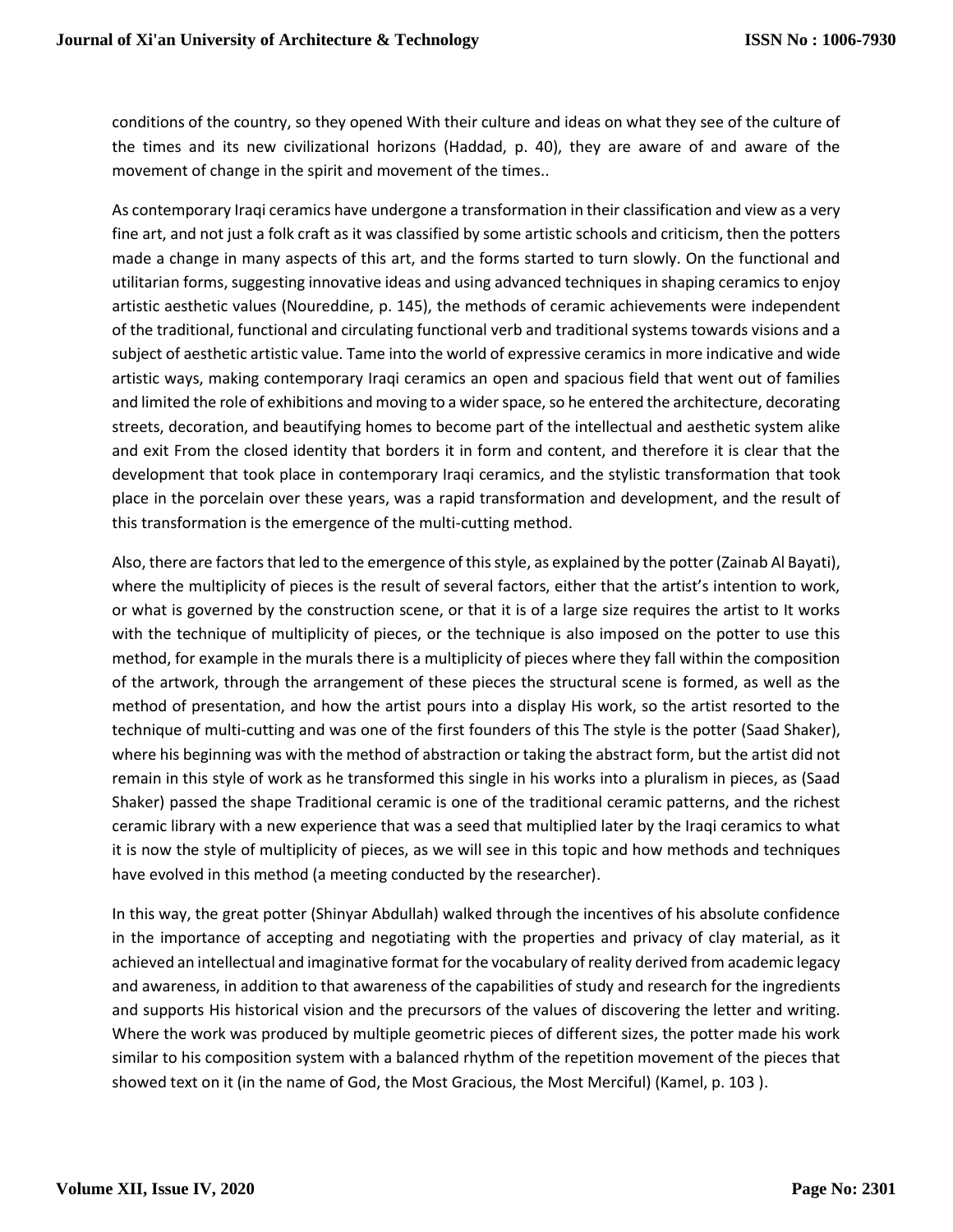conditions of the country, so they opened With their culture and ideas on what they see of the culture of the times and its new civilizational horizons (Haddad, p. 40), they are aware of and aware of the movement of change in the spirit and movement of the times..

As contemporary Iraqi ceramics have undergone a transformation in their classification and view as a very fine art, and not just a folk craft as it was classified by some artistic schools and criticism, then the potters made a change in many aspects of this art, and the forms started to turn slowly. On the functional and utilitarian forms, suggesting innovative ideas and using advanced techniques in shaping ceramics to enjoy artistic aesthetic values (Noureddine, p. 145), the methods of ceramic achievements were independent of the traditional, functional and circulating functional verb and traditional systems towards visions and a subject of aesthetic artistic value. Tame into the world of expressive ceramics in more indicative and wide artistic ways, making contemporary Iraqi ceramics an open and spacious field that went out of families and limited the role of exhibitions and moving to a wider space, so he entered the architecture, decorating streets, decoration, and beautifying homes to become part of the intellectual and aesthetic system alike and exit From the closed identity that borders it in form and content, and therefore it is clear that the development that took place in contemporary Iraqi ceramics, and the stylistic transformation that took place in the porcelain over these years, was a rapid transformation and development, and the result of this transformation is the emergence of the multi-cutting method.

Also, there are factors that led to the emergence of this style, as explained by the potter (Zainab Al Bayati), where the multiplicity of pieces is the result of several factors, either that the artist's intention to work, or what is governed by the construction scene, or that it is of a large size requires the artist to It works with the technique of multiplicity of pieces, or the technique is also imposed on the potter to use this method, for example in the murals there is a multiplicity of pieces where they fall within the composition of the artwork, through the arrangement of these pieces the structural scene is formed, as well as the method of presentation, and how the artist pours into a display His work, so the artist resorted to the technique of multi-cutting and was one of the first founders of this The style is the potter (Saad Shaker), where his beginning was with the method of abstraction or taking the abstract form, but the artist did not remain in this style of work as he transformed this single in his works into a pluralism in pieces, as (Saad Shaker) passed the shape Traditional ceramic is one of the traditional ceramic patterns, and the richest ceramic library with a new experience that was a seed that multiplied later by the Iraqi ceramics to what it is now the style of multiplicity of pieces, as we will see in this topic and how methods and techniques have evolved in this method (a meeting conducted by the researcher).

In this way, the great potter (Shinyar Abdullah) walked through the incentives of his absolute confidence in the importance of accepting and negotiating with the properties and privacy of clay material, as it achieved an intellectual and imaginative format for the vocabulary of reality derived from academic legacy and awareness, in addition to that awareness of the capabilities of study and research for the ingredients and supports His historical vision and the precursors of the values of discovering the letter and writing. Where the work was produced by multiple geometric pieces of different sizes, the potter made his work similar to his composition system with a balanced rhythm of the repetition movement of the pieces that showed text on it (in the name of God, the Most Gracious, the Most Merciful) (Kamel, p. 103 ).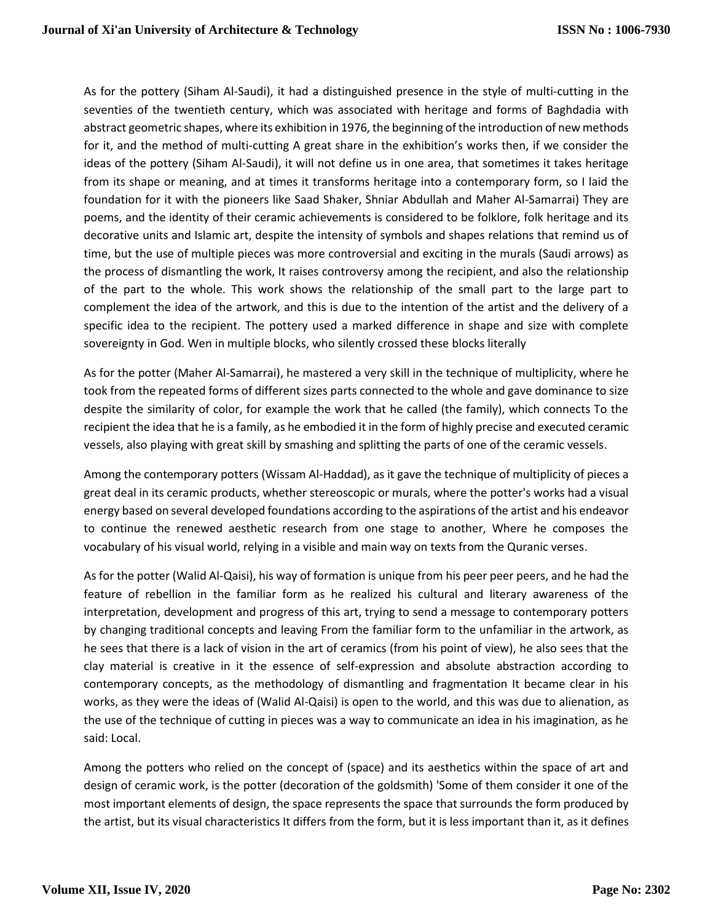As for the pottery (Siham Al-Saudi), it had a distinguished presence in the style of multi-cutting in the seventies of the twentieth century, which was associated with heritage and forms of Baghdadia with abstract geometric shapes, where its exhibition in 1976, the beginning of the introduction of new methods for it, and the method of multi-cutting A great share in the exhibition's works then, if we consider the ideas of the pottery (Siham Al-Saudi), it will not define us in one area, that sometimes it takes heritage from its shape or meaning, and at times it transforms heritage into a contemporary form, so I laid the foundation for it with the pioneers like Saad Shaker, Shniar Abdullah and Maher Al-Samarrai) They are poems, and the identity of their ceramic achievements is considered to be folklore, folk heritage and its decorative units and Islamic art, despite the intensity of symbols and shapes relations that remind us of time, but the use of multiple pieces was more controversial and exciting in the murals (Saudi arrows) as the process of dismantling the work, It raises controversy among the recipient, and also the relationship of the part to the whole. This work shows the relationship of the small part to the large part to complement the idea of the artwork, and this is due to the intention of the artist and the delivery of a specific idea to the recipient. The pottery used a marked difference in shape and size with complete sovereignty in God. Wen in multiple blocks, who silently crossed these blocks literally

As for the potter (Maher Al-Samarrai), he mastered a very skill in the technique of multiplicity, where he took from the repeated forms of different sizes parts connected to the whole and gave dominance to size despite the similarity of color, for example the work that he called (the family), which connects To the recipient the idea that he is a family, as he embodied it in the form of highly precise and executed ceramic vessels, also playing with great skill by smashing and splitting the parts of one of the ceramic vessels.

Among the contemporary potters (Wissam Al-Haddad), as it gave the technique of multiplicity of pieces a great deal in its ceramic products, whether stereoscopic or murals, where the potter's works had a visual energy based on several developed foundations according to the aspirations of the artist and his endeavor to continue the renewed aesthetic research from one stage to another, Where he composes the vocabulary of his visual world, relying in a visible and main way on texts from the Quranic verses.

As for the potter (Walid Al-Qaisi), his way of formation is unique from his peer peer peers, and he had the feature of rebellion in the familiar form as he realized his cultural and literary awareness of the interpretation, development and progress of this art, trying to send a message to contemporary potters by changing traditional concepts and leaving From the familiar form to the unfamiliar in the artwork, as he sees that there is a lack of vision in the art of ceramics (from his point of view), he also sees that the clay material is creative in it the essence of self-expression and absolute abstraction according to contemporary concepts, as the methodology of dismantling and fragmentation It became clear in his works, as they were the ideas of (Walid Al-Qaisi) is open to the world, and this was due to alienation, as the use of the technique of cutting in pieces was a way to communicate an idea in his imagination, as he said: Local.

Among the potters who relied on the concept of (space) and its aesthetics within the space of art and design of ceramic work, is the potter (decoration of the goldsmith) 'Some of them consider it one of the most important elements of design, the space represents the space that surrounds the form produced by the artist, but its visual characteristics It differs from the form, but it is less important than it, as it defines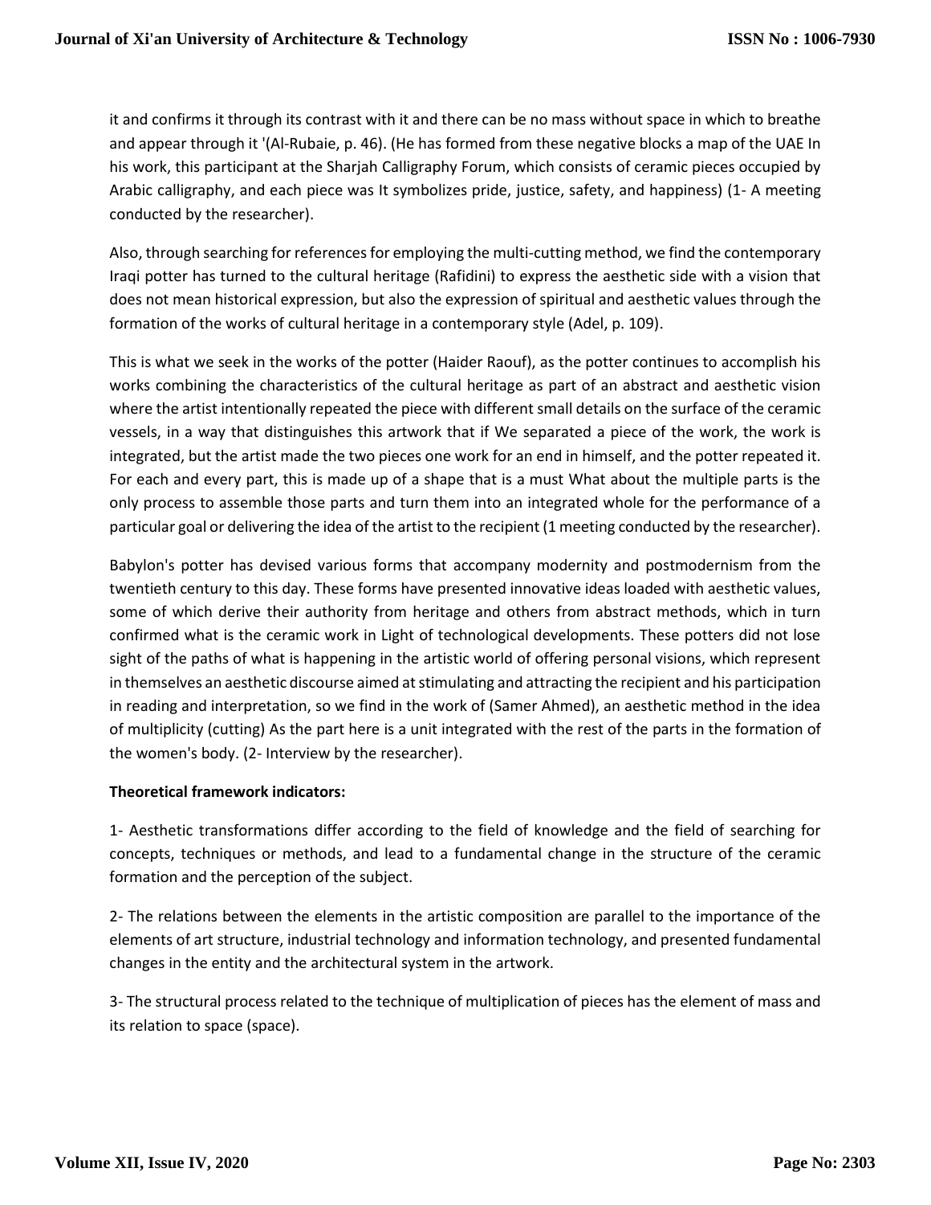it and confirms it through its contrast with it and there can be no mass without space in which to breathe and appear through it '(Al-Rubaie, p. 46). (He has formed from these negative blocks a map of the UAE In his work, this participant at the Sharjah Calligraphy Forum, which consists of ceramic pieces occupied by Arabic calligraphy, and each piece was It symbolizes pride, justice, safety, and happiness) (1- A meeting conducted by the researcher).

Also, through searching for references for employing the multi-cutting method, we find the contemporary Iraqi potter has turned to the cultural heritage (Rafidini) to express the aesthetic side with a vision that does not mean historical expression, but also the expression of spiritual and aesthetic values through the formation of the works of cultural heritage in a contemporary style (Adel, p. 109).

This is what we seek in the works of the potter (Haider Raouf), as the potter continues to accomplish his works combining the characteristics of the cultural heritage as part of an abstract and aesthetic vision where the artist intentionally repeated the piece with different small details on the surface of the ceramic vessels, in a way that distinguishes this artwork that if We separated a piece of the work, the work is integrated, but the artist made the two pieces one work for an end in himself, and the potter repeated it. For each and every part, this is made up of a shape that is a must What about the multiple parts is the only process to assemble those parts and turn them into an integrated whole for the performance of a particular goal or delivering the idea of the artist to the recipient (1 meeting conducted by the researcher).

Babylon's potter has devised various forms that accompany modernity and postmodernism from the twentieth century to this day. These forms have presented innovative ideas loaded with aesthetic values, some of which derive their authority from heritage and others from abstract methods, which in turn confirmed what is the ceramic work in Light of technological developments. These potters did not lose sight of the paths of what is happening in the artistic world of offering personal visions, which represent in themselves an aesthetic discourse aimed at stimulating and attracting the recipient and his participation in reading and interpretation, so we find in the work of (Samer Ahmed), an aesthetic method in the idea of multiplicity (cutting) As the part here is a unit integrated with the rest of the parts in the formation of the women's body. (2- Interview by the researcher).

**Theoretical framework indicators:**

1- Aesthetic transformations differ according to the field of knowledge and the field of searching for concepts, techniques or methods, and lead to a fundamental change in the structure of the ceramic formation and the perception of the subject.

2- The relations between the elements in the artistic composition are parallel to the importance of the elements of art structure, industrial technology and information technology, and presented fundamental changes in the entity and the architectural system in the artwork.

3- The structural process related to the technique of multiplication of pieces has the element of mass and its relation to space (space).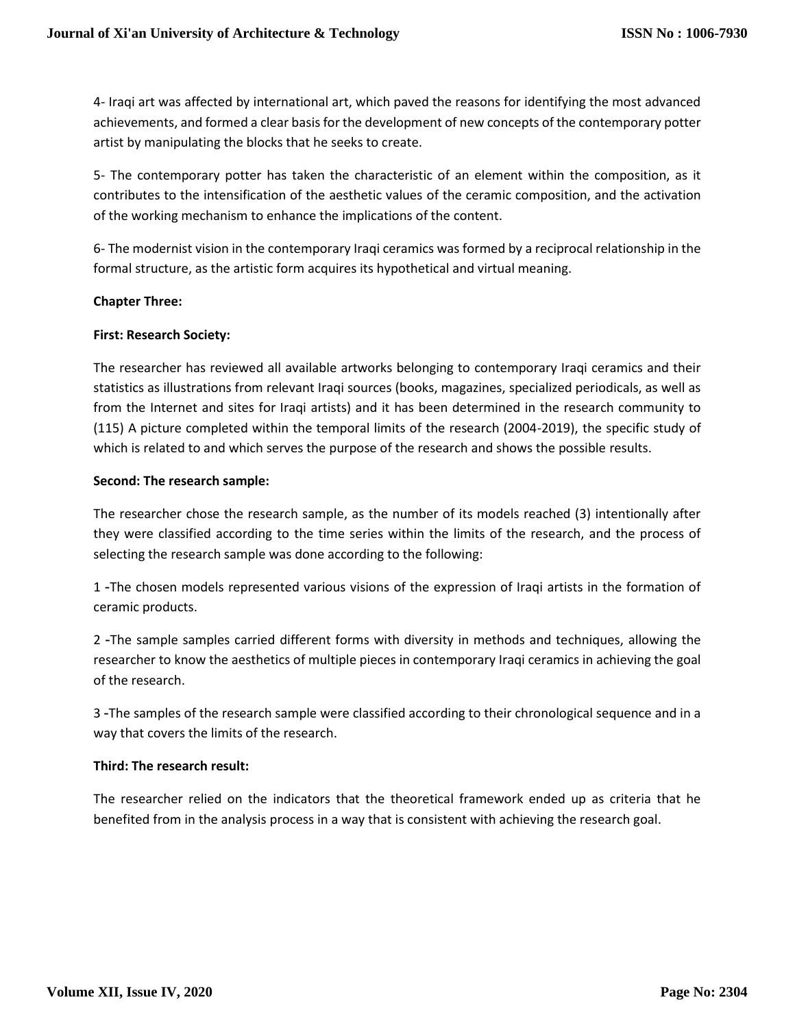4- Iraqi art was affected by international art, which paved the reasons for identifying the most advanced achievements, and formed a clear basis for the development of new concepts of the contemporary potter artist by manipulating the blocks that he seeks to create.

5- The contemporary potter has taken the characteristic of an element within the composition, as it contributes to the intensification of the aesthetic values of the ceramic composition, and the activation of the working mechanism to enhance the implications of the content.

6- The modernist vision in the contemporary Iraqi ceramics was formed by a reciprocal relationship in the formal structure, as the artistic form acquires its hypothetical and virtual meaning.

**Chapter Three:**

**First: Research Society:**

The researcher has reviewed all available artworks belonging to contemporary Iraqi ceramics and their statistics as illustrations from relevant Iraqi sources (books, magazines, specialized periodicals, as well as from the Internet and sites for Iraqi artists) and it has been determined in the research community to (115) A picture completed within the temporal limits of the research (2004-2019), the specific study of which is related to and which serves the purpose of the research and shows the possible results.

**Second: The research sample:**

The researcher chose the research sample, as the number of its models reached (3) intentionally after they were classified according to the time series within the limits of the research, and the process of selecting the research sample was done according to the following:

1 -The chosen models represented various visions of the expression of Iraqi artists in the formation of ceramic products.

2 -The sample samples carried different forms with diversity in methods and techniques, allowing the researcher to know the aesthetics of multiple pieces in contemporary Iraqi ceramics in achieving the goal of the research.

3 -The samples of the research sample were classified according to their chronological sequence and in a way that covers the limits of the research.

**Third: The research result:**

The researcher relied on the indicators that the theoretical framework ended up as criteria that he benefited from in the analysis process in a way that is consistent with achieving the research goal.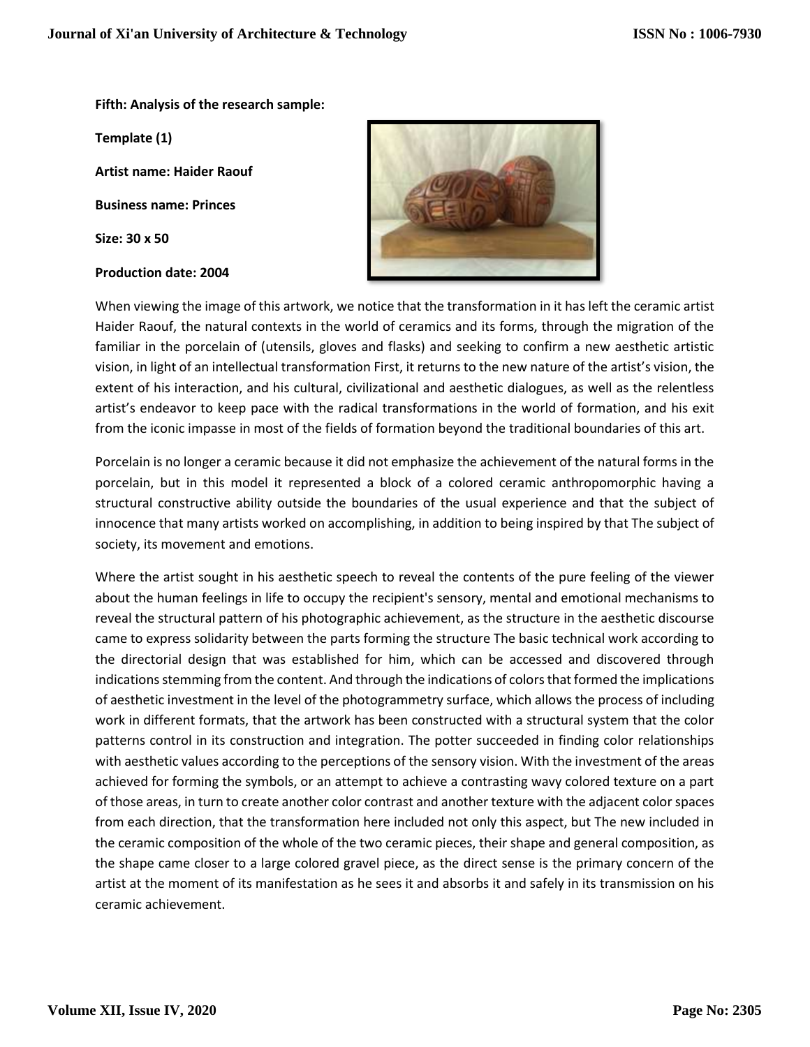**Fifth: Analysis of the research sample:**

**Template (1)**

**Artist name: Haider Raouf**

**Business name: Princes**

**Size: 30 x 50**

**Production date: 2004**

When viewing the image of this artwork, we notice that the transformation in it has left the ceramic artist Haider Raouf, the natural contexts in the world of ceramics and its forms, through the migration of the familiar in the porcelain of (utensils, gloves and flasks) and seeking to confirm a new aesthetic artistic vision, in light of an intellectual transformation First, it returns to the new nature of the artist's vision, the extent of his interaction, and his cultural, civilizational and aesthetic dialogues, as well as the relentless artist's endeavor to keep pace with the radical transformations in the world of formation, and his exit from the iconic impasse in most of the fields of formation beyond the traditional boundaries of this art.

Porcelain is no longer a ceramic because it did not emphasize the achievement of the natural forms in the porcelain, but in this model it represented a block of a colored ceramic anthropomorphic having a structural constructive ability outside the boundaries of the usual experience and that the subject of innocence that many artists worked on accomplishing, in addition to being inspired by that The subject of society, its movement and emotions.

Where the artist sought in his aesthetic speech to reveal the contents of the pure feeling of the viewer about the human feelings in life to occupy the recipient's sensory, mental and emotional mechanisms to reveal the structural pattern of his photographic achievement, as the structure in the aesthetic discourse came to express solidarity between the parts forming the structure The basic technical work according to the directorial design that was established for him, which can be accessed and discovered through indications stemming from the content. And through the indications of colors that formed the implications of aesthetic investment in the level of the photogrammetry surface, which allows the process of including work in different formats, that the artwork has been constructed with a structural system that the color patterns control in its construction and integration. The potter succeeded in finding color relationships with aesthetic values according to the perceptions of the sensory vision. With the investment of the areas achieved for forming the symbols, or an attempt to achieve a contrasting wavy colored texture on a part of those areas, in turn to create another color contrast and another texture with the adjacent color spaces from each direction, that the transformation here included not only this aspect, but The new included in the ceramic composition of the whole of the two ceramic pieces, their shape and general composition, as the shape came closer to a large colored gravel piece, as the direct sense is the primary concern of the artist at the moment of its manifestation as he sees it and absorbs it and safely in its transmission on his ceramic achievement.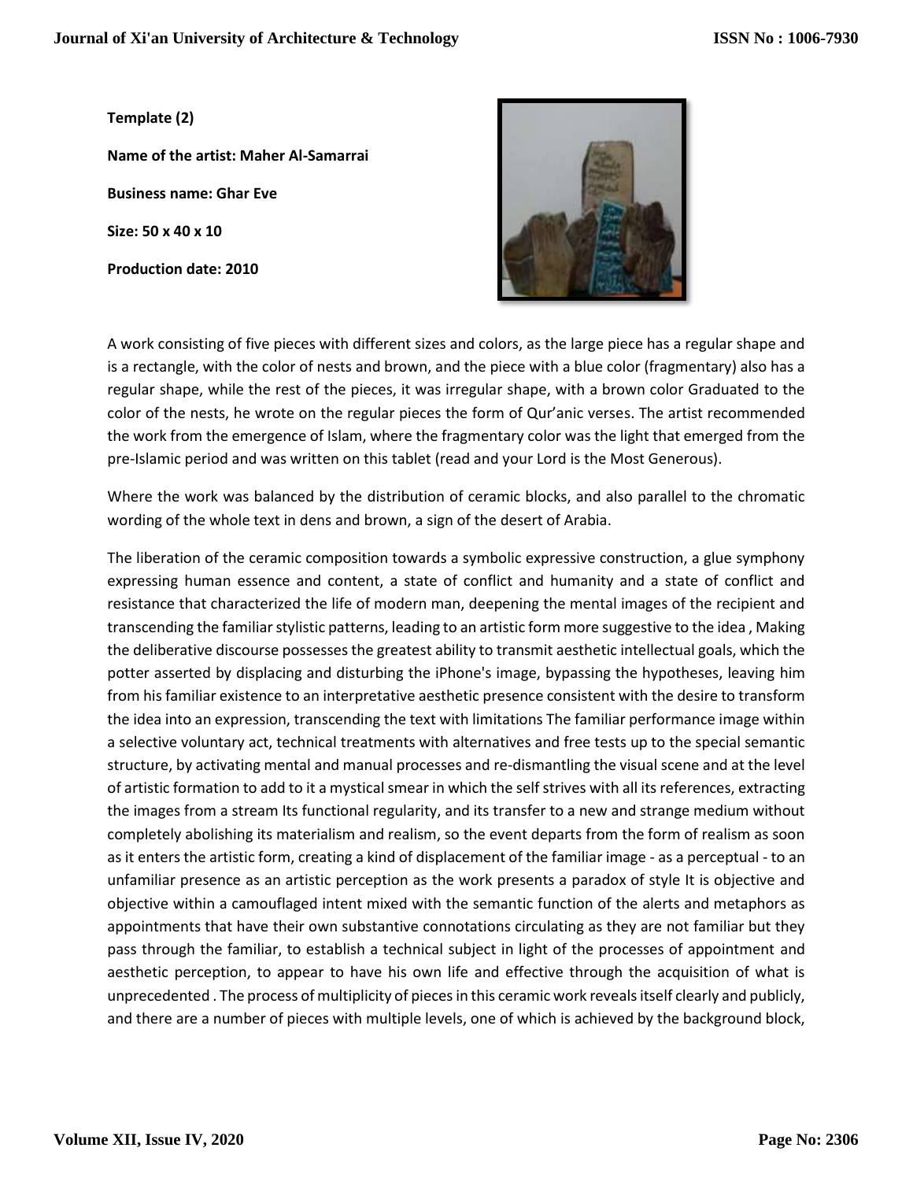**Template (2)**

**Name of the artist: Maher Al-Samarrai**

**Business name: Ghar Eve**

**Size: 50 x 40 x 10**

**Production date: 2010**

A work consisting of five pieces with different sizes and colors, as the large piece has a regular shape and is a rectangle, with the color of nests and brown, and the piece with a blue color (fragmentary) also has a regular shape, while the rest of the pieces, it was irregular shape, with a brown color Graduated to the color of the nests, he wrote on the regular pieces the form of Qur'anic verses. The artist recommended the work from the emergence of Islam, where the fragmentary color was the light that emerged from the pre-Islamic period and was written on this tablet (read and your Lord is the Most Generous).

Where the work was balanced by the distribution of ceramic blocks, and also parallel to the chromatic wording of the whole text in dens and brown, a sign of the desert of Arabia.

The liberation of the ceramic composition towards a symbolic expressive construction, a glue symphony expressing human essence and content, a state of conflict and humanity and a state of conflict and resistance that characterized the life of modern man, deepening the mental images of the recipient and transcending the familiar stylistic patterns, leading to an artistic form more suggestive to the idea , Making the deliberative discourse possesses the greatest ability to transmit aesthetic intellectual goals, which the potter asserted by displacing and disturbing the iPhone's image, bypassing the hypotheses, leaving him from his familiar existence to an interpretative aesthetic presence consistent with the desire to transform the idea into an expression, transcending the text with limitations The familiar performance image within a selective voluntary act, technical treatments with alternatives and free tests up to the special semantic structure, by activating mental and manual processes and re-dismantling the visual scene and at the level of artistic formation to add to it a mystical smear in which the self strives with all its references, extracting the images from a stream Its functional regularity, and its transfer to a new and strange medium without completely abolishing its materialism and realism, so the event departs from the form of realism as soon as it enters the artistic form, creating a kind of displacement of the familiar image - as a perceptual - to an unfamiliar presence as an artistic perception as the work presents a paradox of style It is objective and objective within a camouflaged intent mixed with the semantic function of the alerts and metaphors as appointments that have their own substantive connotations circulating as they are not familiar but they pass through the familiar, to establish a technical subject in light of the processes of appointment and aesthetic perception, to appear to have his own life and effective through the acquisition of what is unprecedented . The process of multiplicity of pieces in this ceramic work reveals itself clearly and publicly, and there are a number of pieces with multiple levels, one of which is achieved by the background block,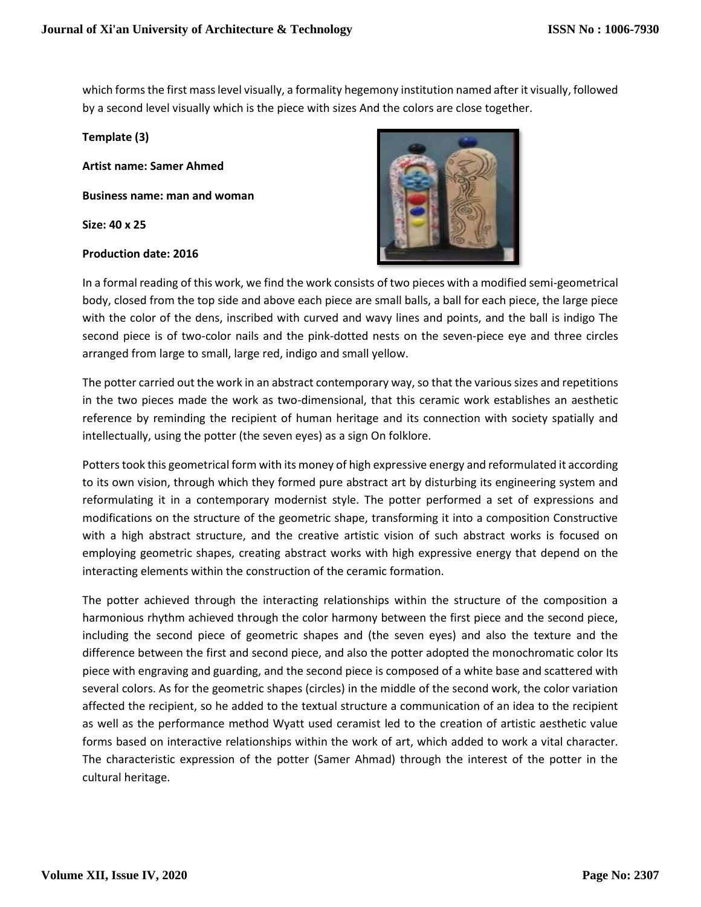which forms the first mass level visually, a formality hegemony institution named after it visually, followed by a second level visually which is the piece with sizes And the colors are close together.

**Template (3)**

**Artist name: Samer Ahmed**

**Business name: man and woman**

**Size: 40 x 25**

**Production date: 2016**

In a formal reading of this work, we find the work consists of two pieces with a modified semi-geometrical body, closed from the top side and above each piece are small balls, a ball for each piece, the large piece with the color of the dens, inscribed with curved and wavy lines and points, and the ball is indigo The second piece is of two-color nails and the pink-dotted nests on the seven-piece eye and three circles arranged from large to small, large red, indigo and small yellow.

The potter carried out the work in an abstract contemporary way, so that the various sizes and repetitions in the two pieces made the work as two-dimensional, that this ceramic work establishes an aesthetic reference by reminding the recipient of human heritage and its connection with society spatially and intellectually, using the potter (the seven eyes) as a sign On folklore.

Potters took this geometrical form with its money of high expressive energy and reformulated it according to its own vision, through which they formed pure abstract art by disturbing its engineering system and reformulating it in a contemporary modernist style. The potter performed a set of expressions and modifications on the structure of the geometric shape, transforming it into a composition Constructive with a high abstract structure, and the creative artistic vision of such abstract works is focused on employing geometric shapes, creating abstract works with high expressive energy that depend on the interacting elements within the construction of the ceramic formation.

The potter achieved through the interacting relationships within the structure of the composition a harmonious rhythm achieved through the color harmony between the first piece and the second piece, including the second piece of geometric shapes and (the seven eyes) and also the texture and the difference between the first and second piece, and also the potter adopted the monochromatic color Its piece with engraving and guarding, and the second piece is composed of a white base and scattered with several colors. As for the geometric shapes (circles) in the middle of the second work, the color variation affected the recipient, so he added to the textual structure a communication of an idea to the recipient as well as the performance method Wyatt used ceramist led to the creation of artistic aesthetic value forms based on interactive relationships within the work of art, which added to work a vital character. The characteristic expression of the potter (Samer Ahmad) through the interest of the potter in the cultural heritage.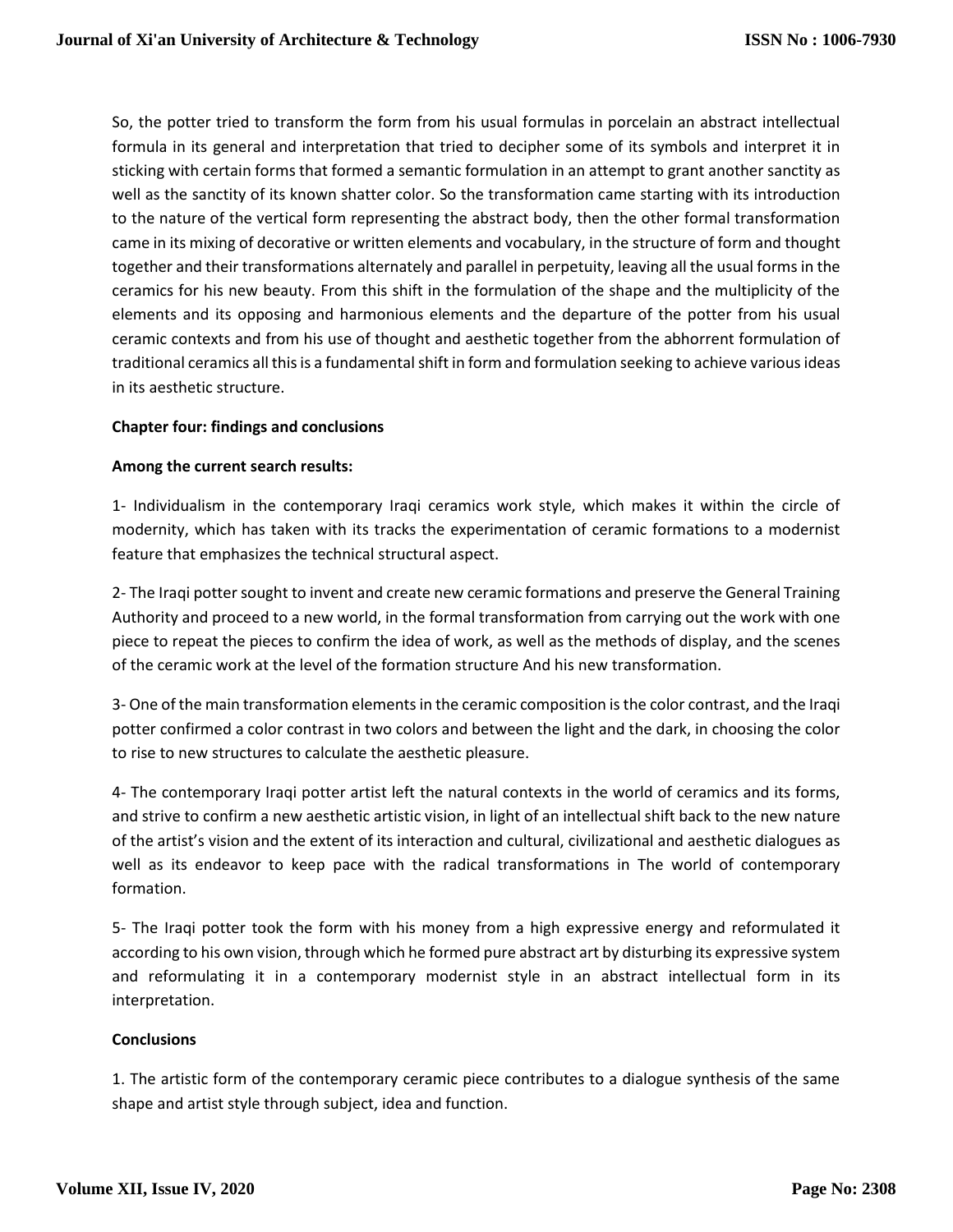So, the potter tried to transform the form from his usual formulas in porcelain an abstract intellectual formula in its general and interpretation that tried to decipher some of its symbols and interpret it in sticking with certain forms that formed a semantic formulation in an attempt to grant another sanctity as well as the sanctity of its known shatter color. So the transformation came starting with its introduction to the nature of the vertical form representing the abstract body, then the other formal transformation came in its mixing of decorative or written elements and vocabulary, in the structure of form and thought together and their transformations alternately and parallel in perpetuity, leaving all the usual forms in the ceramics for his new beauty. From this shift in the formulation of the shape and the multiplicity of the elements and its opposing and harmonious elements and the departure of the potter from his usual ceramic contexts and from his use of thought and aesthetic together from the abhorrent formulation of traditional ceramics all this is a fundamental shift in form and formulation seeking to achieve various ideas in its aesthetic structure.

## Chapter four: findings and conclusions

### Among the current search results:

1- Individualism in the contemporary Iraqi ceramics work style, which makes it within the circle of modernity, which has taken with its tracks the experimentation of ceramic formations to a modernist feature that emphasizes the technical structural aspect.

2- The Iraqi potter sought to invent and create new ceramic formations and preserve the General Training Authority and proceed to a new world, in the formal transformation from carrying out the work with one piece to repeat the pieces to confirm the idea of work, as well as the methods of display, and the scenes of the ceramic work at the level of the formation structure And his new transformation.

3- One of the main transformation elements in the ceramic composition is the color contrast, and the Iraqi potter confirmed a color contrast in two colors and between the light and the dark, in choosing the color to rise to new structures to calculate the aesthetic pleasure.

4- The contemporary Iraqi potter artist left the natural contexts in the world of ceramics and its forms, and strive to confirm a new aesthetic artistic vision, in light of an intellectual shift back to the new nature of the artist's vision and the extent of its interaction and cultural, civilizational and aesthetic dialogues as well as its endeavor to keep pace with the radical transformations in The world of contemporary formation.

5- The Iraqi potter took the form with his money from a high expressive energy and reformulated it according to his own vision, through which he formed pure abstract art by disturbing its expressive system and reformulating it in a contemporary modernist style in an abstract intellectual form in its interpretation.

### Conclusions

1. The artistic form of the contemporary ceramic piece contributes to a dialogue synthesis of the same shape and artist style through subject, idea and function.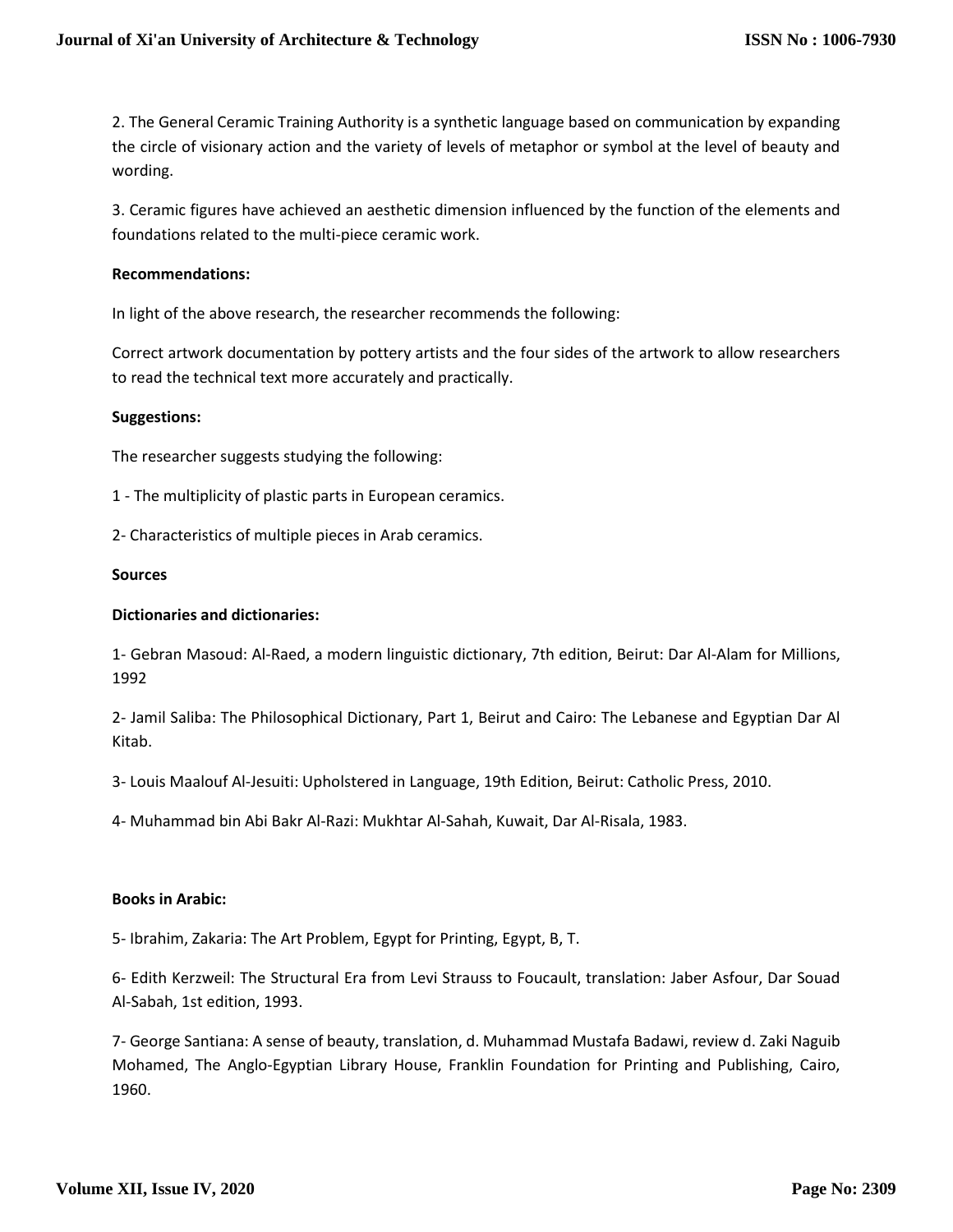2. The General Ceramic Training Authority is a synthetic language based on communication by expanding the circle of visionary action and the variety of levels of metaphor or symbol at the level of beauty and wording.

3. Ceramic figures have achieved an aesthetic dimension influenced by the function of the elements and foundations related to the multi-piece ceramic work.

**Recommendations:**

In light of the above research, the researcher recommends the following:

Correct artwork documentation by pottery artists and the four sides of the artwork to allow researchers to read the technical text more accurately and practically.

**Suggestions:**

The researcher suggests studying the following:

1 - The multiplicity of plastic parts in European ceramics.

2- Characteristics of multiple pieces in Arab ceramics.

**Sources**

**Dictionaries and dictionaries:**

1- Gebran Masoud: Al-Raed, a modern linguistic dictionary, 7th edition, Beirut: Dar Al-Alam for Millions, 1992

2- Jamil Saliba: The Philosophical Dictionary, Part 1, Beirut and Cairo: The Lebanese and Egyptian Dar Al Kitab.

3- Louis Maalouf Al-Jesuiti: Upholstered in Language, 19th Edition, Beirut: Catholic Press, 2010.

4- Muhammad bin Abi Bakr Al-Razi: Mukhtar Al-Sahah, Kuwait, Dar Al-Risala, 1983.

**Books in Arabic:**

5- Ibrahim, Zakaria: The Art Problem, Egypt for Printing, Egypt, B, T.

6- Edith Kerzweil: The Structural Era from Levi Strauss to Foucault, translation: Jaber Asfour, Dar Souad Al-Sabah, 1st edition, 1993.

7- George Santiana: A sense of beauty, translation, d. Muhammad Mustafa Badawi, review d. Zaki Naguib Mohamed, The Anglo-Egyptian Library House, Franklin Foundation for Printing and Publishing, Cairo, 1960.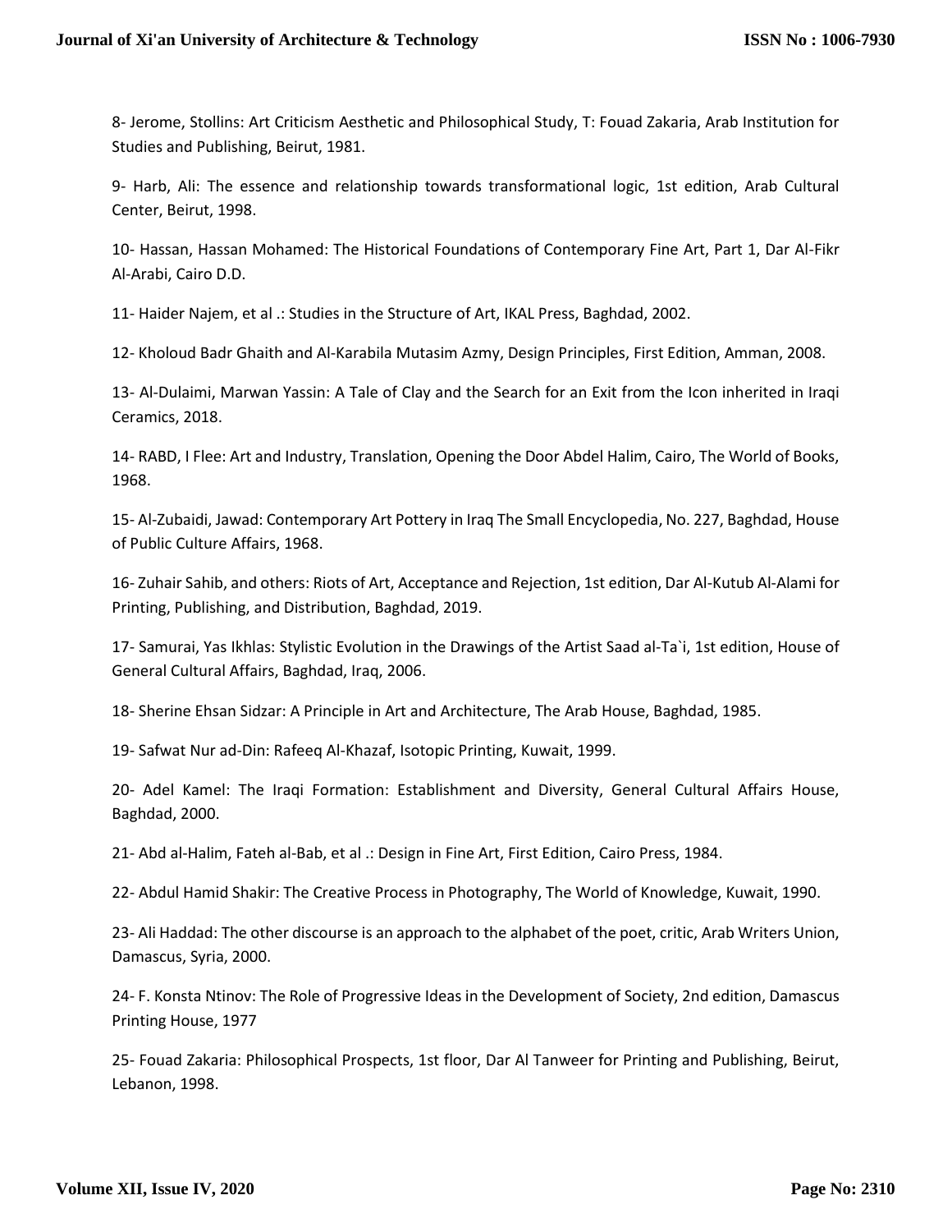8- Jerome, Stollins: Art Criticism Aesthetic and Philosophical Study, T: Fouad Zakaria, Arab Institution for Studies and Publishing, Beirut, 1981.

9- Harb, Ali: The essence and relationship towards transformational logic, 1st edition, Arab Cultural Center, Beirut, 1998.

10- Hassan, Hassan Mohamed: The Historical Foundations of Contemporary Fine Art, Part 1, Dar Al-Fikr Al-Arabi, Cairo D.D.

11- Haider Najem, et al .: Studies in the Structure of Art, IKAL Press, Baghdad, 2002.

12- Kholoud Badr Ghaith and Al-Karabila Mutasim Azmy, Design Principles, First Edition, Amman, 2008.

13- Al-Dulaimi, Marwan Yassin: A Tale of Clay and the Search for an Exit from the Icon inherited in Iraqi Ceramics, 2018.

14- RABD, I Flee: Art and Industry, Translation, Opening the Door Abdel Halim, Cairo, The World of Books, 1968.

15- Al-Zubaidi, Jawad: Contemporary Art Pottery in Iraq The Small Encyclopedia, No. 227, Baghdad, House of Public Culture Affairs, 1968.

16- Zuhair Sahib, and others: Riots of Art, Acceptance and Rejection, 1st edition, Dar Al-Kutub Al-Alami for Printing, Publishing, and Distribution, Baghdad, 2019.

17- Samurai, Yas Ikhlas: Stylistic Evolution in the Drawings of the Artist Saad al-Ta`i, 1st edition, House of General Cultural Affairs, Baghdad, Iraq, 2006.

18- Sherine Ehsan Sidzar: A Principle in Art and Architecture, The Arab House, Baghdad, 1985.

19- Safwat Nur ad-Din: Rafeeq Al-Khazaf, Isotopic Printing, Kuwait, 1999.

20- Adel Kamel: The Iraqi Formation: Establishment and Diversity, General Cultural Affairs House, Baghdad, 2000.

21- Abd al-Halim, Fateh al-Bab, et al .: Design in Fine Art, First Edition, Cairo Press, 1984.

22- Abdul Hamid Shakir: The Creative Process in Photography, The World of Knowledge, Kuwait, 1990.

23- Ali Haddad: The other discourse is an approach to the alphabet of the poet, critic, Arab Writers Union, Damascus, Syria, 2000.

24- F. Konsta Ntinov: The Role of Progressive Ideas in the Development of Society, 2nd edition, Damascus Printing House, 1977

25- Fouad Zakaria: Philosophical Prospects, 1st floor, Dar Al Tanweer for Printing and Publishing, Beirut, Lebanon, 1998.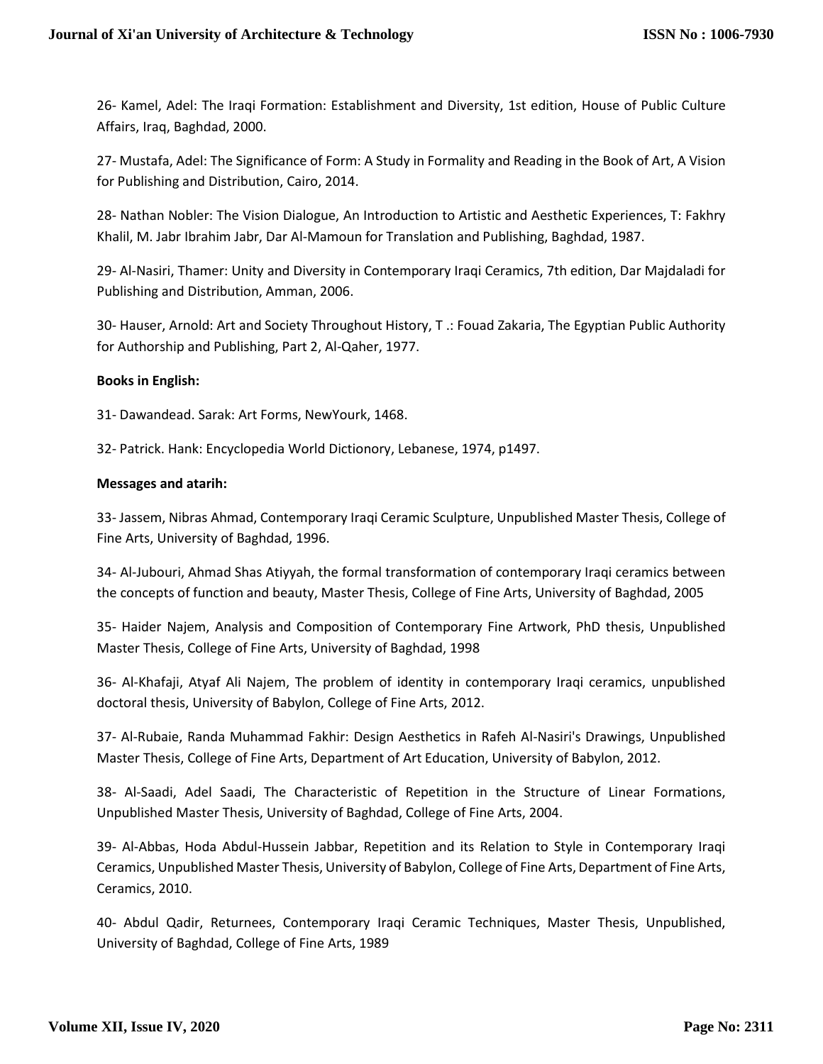26- Kamel, Adel: The Iraqi Formation: Establishment and Diversity, 1st edition, House of Public Culture Affairs, Iraq, Baghdad, 2000.

27- Mustafa, Adel: The Significance of Form: A Study in Formality and Reading in the Book of Art, A Vision for Publishing and Distribution, Cairo, 2014.

28- Nathan Nobler: The Vision Dialogue, An Introduction to Artistic and Aesthetic Experiences, T: Fakhry Khalil, M. Jabr Ibrahim Jabr, Dar Al-Mamoun for Translation and Publishing, Baghdad, 1987.

29- Al-Nasiri, Thamer: Unity and Diversity in Contemporary Iraqi Ceramics, 7th edition, Dar Majdaladi for Publishing and Distribution, Amman, 2006.

30- Hauser, Arnold: Art and Society Throughout History, T .: Fouad Zakaria, The Egyptian Public Authority for Authorship and Publishing, Part 2, Al-Qaher, 1977.

**Books in English:**

31- Dawandead. Sarak: Art Forms, NewYourk, 1468.

32- Patrick. Hank: Encyclopedia World Dictionory, Lebanese, 1974, p1497.

**Messages and atarih:**

33- Jassem, Nibras Ahmad, Contemporary Iraqi Ceramic Sculpture, Unpublished Master Thesis, College of Fine Arts, University of Baghdad, 1996.

34- Al-Jubouri, Ahmad Shas Atiyyah, the formal transformation of contemporary Iraqi ceramics between the concepts of function and beauty, Master Thesis, College of Fine Arts, University of Baghdad, 2005

35- Haider Najem, Analysis and Composition of Contemporary Fine Artwork, PhD thesis, Unpublished Master Thesis, College of Fine Arts, University of Baghdad, 1998

36- Al-Khafaji, Atyaf Ali Najem, The problem of identity in contemporary Iraqi ceramics, unpublished doctoral thesis, University of Babylon, College of Fine Arts, 2012.

37- Al-Rubaie, Randa Muhammad Fakhir: Design Aesthetics in Rafeh Al-Nasiri's Drawings, Unpublished Master Thesis, College of Fine Arts, Department of Art Education, University of Babylon, 2012.

38- Al-Saadi, Adel Saadi, The Characteristic of Repetition in the Structure of Linear Formations, Unpublished Master Thesis, University of Baghdad, College of Fine Arts, 2004.

39- Al-Abbas, Hoda Abdul-Hussein Jabbar, Repetition and its Relation to Style in Contemporary Iraqi Ceramics, Unpublished Master Thesis, University of Babylon, College of Fine Arts, Department of Fine Arts, Ceramics, 2010.

40- Abdul Qadir, Returnees, Contemporary Iraqi Ceramic Techniques, Master Thesis, Unpublished, University of Baghdad, College of Fine Arts, 1989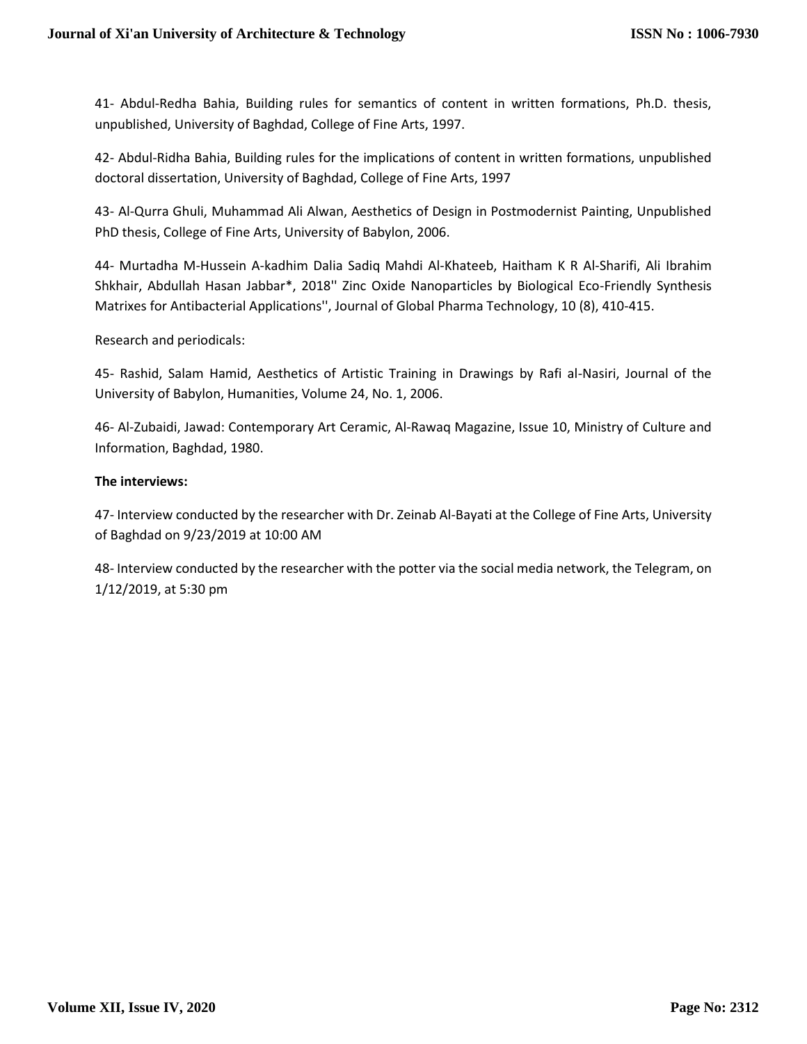41- Abdul-Redha Bahia, Building rules for semantics of content in written formations, Ph.D. thesis, unpublished, University of Baghdad, College of Fine Arts, 1997.

42- Abdul-Ridha Bahia, Building rules for the implications of content in written formations, unpublished doctoral dissertation, University of Baghdad, College of Fine Arts, 1997

43- Al-Qurra Ghuli, Muhammad Ali Alwan, Aesthetics of Design in Postmodernist Painting, Unpublished PhD thesis, College of Fine Arts, University of Babylon, 2006.

44- Murtadha M-Hussein A-kadhim Dalia Sadiq Mahdi Al-Khateeb, Haitham K R Al-Sharifi, Ali Ibrahim Shkhair, Abdullah Hasan Jabbar*, 2018'' Zinc Oxide Nanoparticles by Biological Eco-Friendly Synthesis Matrixes for Antibacterial Applications'', Journal of Global Pharma Technology, 10 (8), 410-415.

Research and periodicals:

45- Rashid, Salam Hamid, Aesthetics of Artistic Training in Drawings by Rafi al-Nasiri, Journal of the University of Babylon, Humanities, Volume 24, No. 1, 2006.

46- Al-Zubaidi, Jawad: Contemporary Art Ceramic, Al-Rawaq Magazine, Issue 10, Ministry of Culture and Information, Baghdad, 1980.

**The interviews:**

47- Interview conducted by the researcher with Dr. Zeinab Al-Bayati at the College of Fine Arts, University of Baghdad on 9/23/2019 at 10:00 AM

48- Interview conducted by the researcher with the potter via the social media network, the Telegram, on 1/12/2019, at 5:30 pm